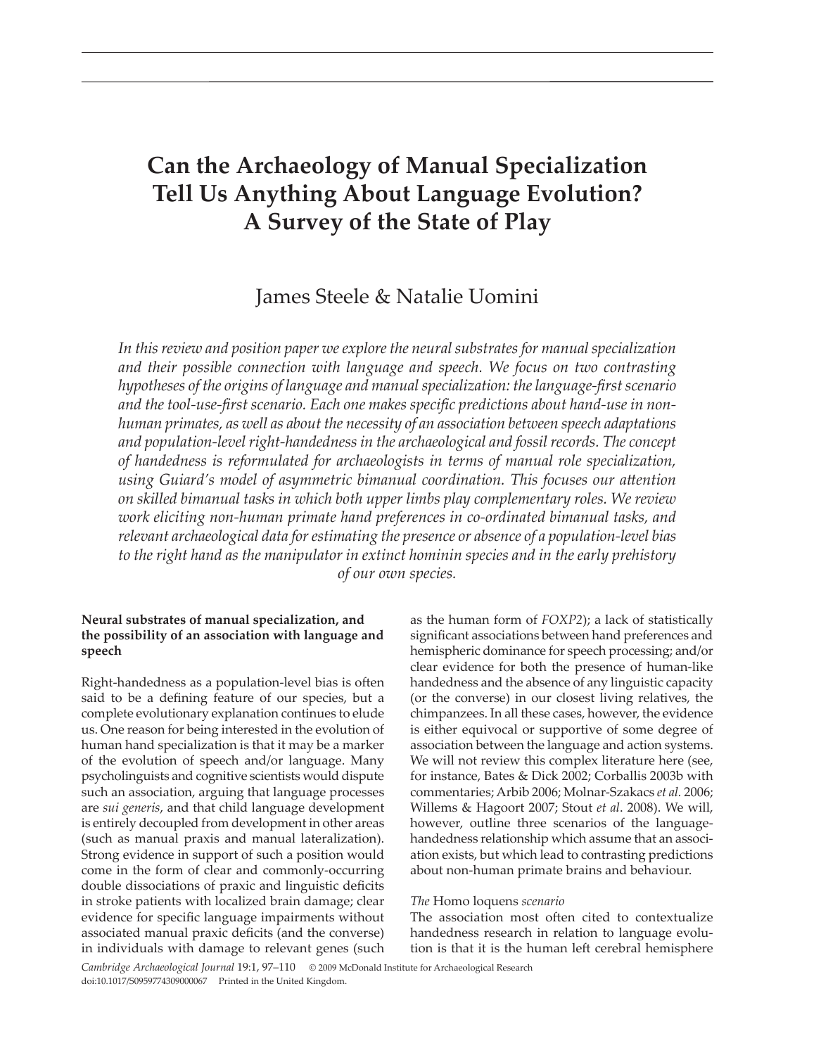# Can the Archaeology of Manual Specialization Tell Us Anything About Language Evolution? A Survey of the State of Play

James Steele & Natalie Uomini

*In this review and position paper we explore the neural substrates for manual specialization and their possible connection with language and speech. We focus on two contrasting hypotheses of the origins of language and manual specialization: the language-first scenario and the tool-use-first scenario. Each one makes specific predictions about hand-use in non-human primates, as well as about the necessity of an association between speech adaptations and population-level right-handedness in the archaeological and fossil records. The concept of handedness is reformulated for archaeologists in terms of manual role specialization, using Guiard's model of asymmetric bimanual coordination. This focuses our attention on skilled bimanual tasks in which both upper limbs play complementary roles. We review work eliciting non-human primate hand preferences in co-ordinated bimanual tasks, and relevant archaeological data for estimating the presence or absence of a population-level bias to the right hand as the manipulator in extinct hominin species and in the early prehistory of our own species.*

### Neural substrates of manual specialization, and the possibility of an association with language and speech

Right-handedness as a population-level bias is often said to be a defining feature of our species, but a complete evolutionary explanation continues to elude us. One reason for being interested in the evolution of human hand specialization is that it may be a marker of the evolution of speech and/or language. Many psycholinguists and cognitive scientists would dispute such an association, arguing that language processes are *sui generis*, and that child language development is entirely decoupled from development in other areas (such as manual praxis and manual lateralization). Strong evidence in support of such a position would come in the form of clear and commonly-occurring double dissociations of praxic and linguistic deficits in stroke patients with localized brain damage; clear evidence for specific language impairments without associated manual praxic deficits (and the converse) in individuals with damage to relevant genes (such as the human form of *FOXP2*); a lack of statistically significant associations between hand preferences and hemispheric dominance for speech processing; and/or clear evidence for both the presence of human-like handedness and the absence of any linguistic capacity (or the converse) in our closest living relatives, the chimpanzees. In all these cases, however, the evidence is either equivocal or supportive of some degree of association between the language and action systems. We will not review this complex literature here (see, for instance, Bates & Dick 2002; Corballis 2003b with commentaries; Arbib 2006; Molnar-Szakacs *et al.* 2006; Willems & Hagoort 2007; Stout *et al*. 2008). We will, however, outline three scenarios of the language-handedness relationship which assume that an association exists, but which lead to contrasting predictions about non-human primate brains and behaviour.

#### *The* Homo loquens *scenario*

The association most often cited to contextualize handedness research in relation to language evolution is that it is the human left cerebral hemisphere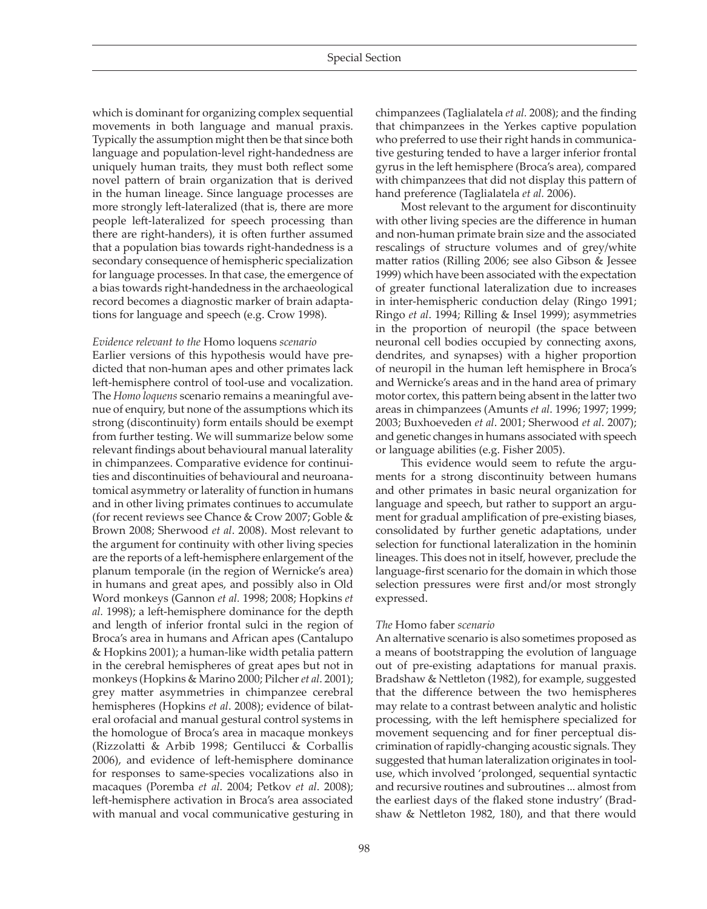which is dominant for organizing complex sequential movements in both language and manual praxis. Typically the assumption might then be that since both language and population-level right-handedness are uniquely human traits, they must both reflect some novel pattern of brain organization that is derived in the human lineage. Since language processes are more strongly left-lateralized (that is, there are more people left-lateralized for speech processing than there are right-handers), it is often further assumed that a population bias towards right-handedness is a secondary consequence of hemispheric specialization for language processes. In that case, the emergence of a bias towards right-handedness in the archaeological record becomes a diagnostic marker of brain adaptations for language and speech (e.g. Crow 1998).

*Evidence relevant to the* Homo loquens *scenario*

Earlier versions of this hypothesis would have predicted that non-human apes and other primates lack left-hemisphere control of tool-use and vocalization. The *Homo loquens* scenario remains a meaningful avenue of enquiry, but none of the assumptions which its strong (discontinuity) form entails should be exempt from further testing. We will summarize below some relevant findings about behavioural manual laterality in chimpanzees. Comparative evidence for continuities and discontinuities of behavioural and neuroanatomical asymmetry or laterality of function in humans and in other living primates continues to accumulate (for recent reviews see Chance & Crow 2007; Goble & Brown 2008; Sherwood *et al*. 2008). Most relevant to the argument for continuity with other living species are the reports of a left-hemisphere enlargement of the planum temporale (in the region of Wernicke's area) in humans and great apes, and possibly also in Old Word monkeys (Gannon *et al.* 1998; 2008; Hopkins *et al.* 1998); a left-hemisphere dominance for the depth and length of inferior frontal sulci in the region of Broca's area in humans and African apes (Cantalupo & Hopkins 2001); a human-like width petalia pattern in the cerebral hemispheres of great apes but not in monkeys (Hopkins & Marino 2000; Pilcher *et al*. 2001); grey matter asymmetries in chimpanzee cerebral hemispheres (Hopkins *et al*. 2008); evidence of bilateral orofacial and manual gestural control systems in the homologue of Broca's area in macaque monkeys (Rizzolatti & Arbib 1998; Gentilucci & Corballis 2006), and evidence of left-hemisphere dominance for responses to same-species vocalizations also in macaques (Poremba *et al*. 2004; Petkov *et al*. 2008); left-hemisphere activation in Broca's area associated with manual and vocal communicative gesturing in chimpanzees (Taglialatela *et al*. 2008); and the finding that chimpanzees in the Yerkes captive population who preferred to use their right hands in communicative gesturing tended to have a larger inferior frontal gyrus in the left hemisphere (Broca's area), compared with chimpanzees that did not display this pattern of hand preference (Taglialatela *et al.* 2006).

Most relevant to the argument for discontinuity with other living species are the difference in human and non-human primate brain size and the associated rescalings of structure volumes and of grey/white matter ratios (Rilling 2006; see also Gibson & Jessee 1999) which have been associated with the expectation of greater functional lateralization due to increases in inter-hemispheric conduction delay (Ringo 1991; Ringo *et al*. 1994; Rilling & Insel 1999); asymmetries in the proportion of neuropil (the space between neuronal cell bodies occupied by connecting axons, dendrites, and synapses) with a higher proportion of neuropil in the human left hemisphere in Broca's and Wernicke's areas and in the hand area of primary motor cortex, this pattern being absent in the latter two areas in chimpanzees (Amunts *et al*. 1996; 1997; 1999; 2003; Buxhoeveden *et al*. 2001; Sherwood *et al*. 2007); and genetic changes in humans associated with speech or language abilities (e.g. Fisher 2005).

This evidence would seem to refute the arguments for a strong discontinuity between humans and other primates in basic neural organization for language and speech, but rather to support an argument for gradual amplification of pre-existing biases, consolidated by further genetic adaptations, under selection for functional lateralization in the hominin lineages. This does not in itself, however, preclude the language-first scenario for the domain in which those selection pressures were first and/or most strongly expressed.

*The* Homo faber *scenario*

An alternative scenario is also sometimes proposed as a means of bootstrapping the evolution of language out of pre-existing adaptations for manual praxis. Bradshaw & Nettleton (1982), for example, suggested that the difference between the two hemispheres may relate to a contrast between analytic and holistic processing, with the left hemisphere specialized for movement sequencing and for finer perceptual discrimination of rapidly-changing acoustic signals. They suggested that human lateralization originates in tool-use, which involved 'prolonged, sequential syntactic and recursive routines and subroutines ... almost from the earliest days of the flaked stone industry' (Bradshaw & Nettleton 1982, 180), and that there would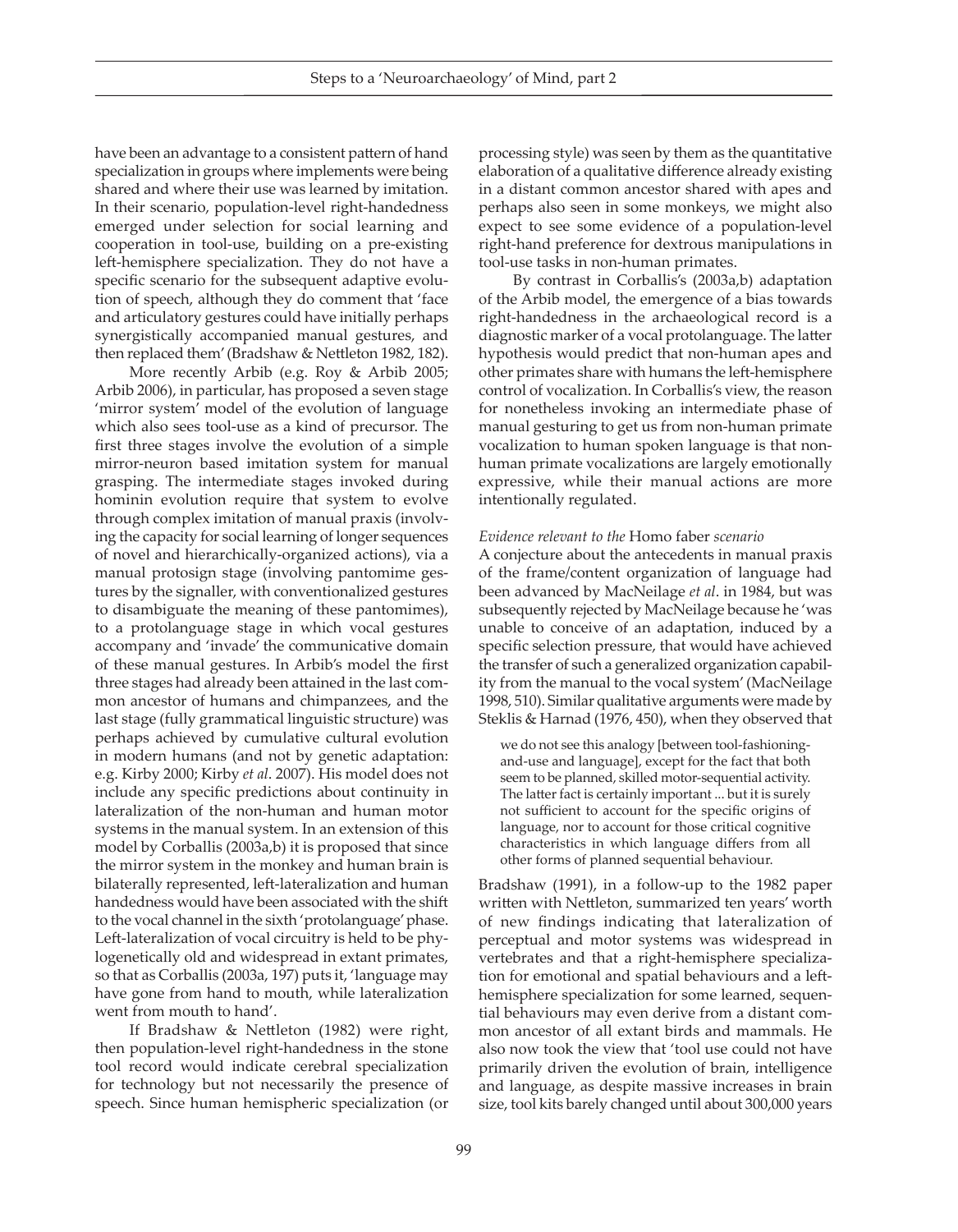have been an advantage to a consistent pattern of hand specialization in groups where implements were being shared and where their use was learned by imitation. In their scenario, population-level right-handedness emerged under selection for social learning and cooperation in tool-use, building on a pre-existing left-hemisphere specialization. They do not have a specific scenario for the subsequent adaptive evolution of speech, although they do comment that 'face and articulatory gestures could have initially perhaps synergistically accompanied manual gestures, and then replaced them' (Bradshaw & Nettleton 1982, 182).

More recently Arbib (e.g. Roy & Arbib 2005; Arbib 2006), in particular, has proposed a seven stage 'mirror system' model of the evolution of language which also sees tool-use as a kind of precursor. The first three stages involve the evolution of a simple mirror-neuron based imitation system for manual grasping. The intermediate stages invoked during hominin evolution require that system to evolve through complex imitation of manual praxis (involving the capacity for social learning of longer sequences of novel and hierarchically-organized actions), via a manual protosign stage (involving pantomime gestures by the signaller, with conventionalized gestures to disambiguate the meaning of these pantomimes), to a protolanguage stage in which vocal gestures accompany and 'invade' the communicative domain of these manual gestures. In Arbib's model the first three stages had already been attained in the last common ancestor of humans and chimpanzees, and the last stage (fully grammatical linguistic structure) was perhaps achieved by cumulative cultural evolution in modern humans (and not by genetic adaptation: e.g. Kirby 2000; Kirby *et al*. 2007). His model does not include any specific predictions about continuity in lateralization of the non-human and human motor systems in the manual system. In an extension of this model by Corballis (2003a,b) it is proposed that since the mirror system in the monkey and human brain is bilaterally represented, left-lateralization and human handedness would have been associated with the shift to the vocal channel in the sixth 'protolanguage' phase. Left-lateralization of vocal circuitry is held to be phylogenetically old and widespread in extant primates, so that as Corballis (2003a, 197) puts it, 'language may have gone from hand to mouth, while lateralization went from mouth to hand'.

If Bradshaw & Nettleton (1982) were right, then population-level right-handedness in the stone tool record would indicate cerebral specialization for technology but not necessarily the presence of speech. Since human hemispheric specialization (or processing style) was seen by them as the quantitative elaboration of a qualitative difference already existing in a distant common ancestor shared with apes and perhaps also seen in some monkeys, we might also expect to see some evidence of a population-level right-hand preference for dextrous manipulations in tool-use tasks in non-human primates.

By contrast in Corballis's (2003a,b) adaptation of the Arbib model, the emergence of a bias towards right-handedness in the archaeological record is a diagnostic marker of a vocal protolanguage. The latter hypothesis would predict that non-human apes and other primates share with humans the left-hemisphere control of vocalization. In Corballis's view, the reason for nonetheless invoking an intermediate phase of manual gesturing to get us from non-human primate vocalization to human spoken language is that non-human primate vocalizations are largely emotionally expressive, while their manual actions are more intentionally regulated.

*Evidence relevant to the* Homo faber *scenario*

A conjecture about the antecedents in manual praxis of the frame/content organization of language had been advanced by MacNeilage *et al*. in 1984, but was subsequently rejected by MacNeilage because he 'was unable to conceive of an adaptation, induced by a specific selection pressure, that would have achieved the transfer of such a generalized organization capability from the manual to the vocal system' (MacNeilage 1998, 510). Similar qualitative arguments were made by Steklis & Harnad (1976, 450), when they observed that

> we do not see this analogy [between tool-fashioning-and-use and language], except for the fact that both seem to be planned, skilled motor-sequential activity. The latter fact is certainly important ... but it is surely not sufficient to account for the specific origins of language, nor to account for those critical cognitive characteristics in which language differs from all other forms of planned sequential behaviour.

Bradshaw (1991), in a follow-up to the 1982 paper written with Nettleton, summarized ten years' worth of new findings indicating that lateralization of perceptual and motor systems was widespread in vertebrates and that a right-hemisphere specialization for emotional and spatial behaviours and a left-hemisphere specialization for some learned, sequential behaviours may even derive from a distant common ancestor of all extant birds and mammals. He also now took the view that 'tool use could not have primarily driven the evolution of brain, intelligence and language, as despite massive increases in brain size, tool kits barely changed until about 300,000 years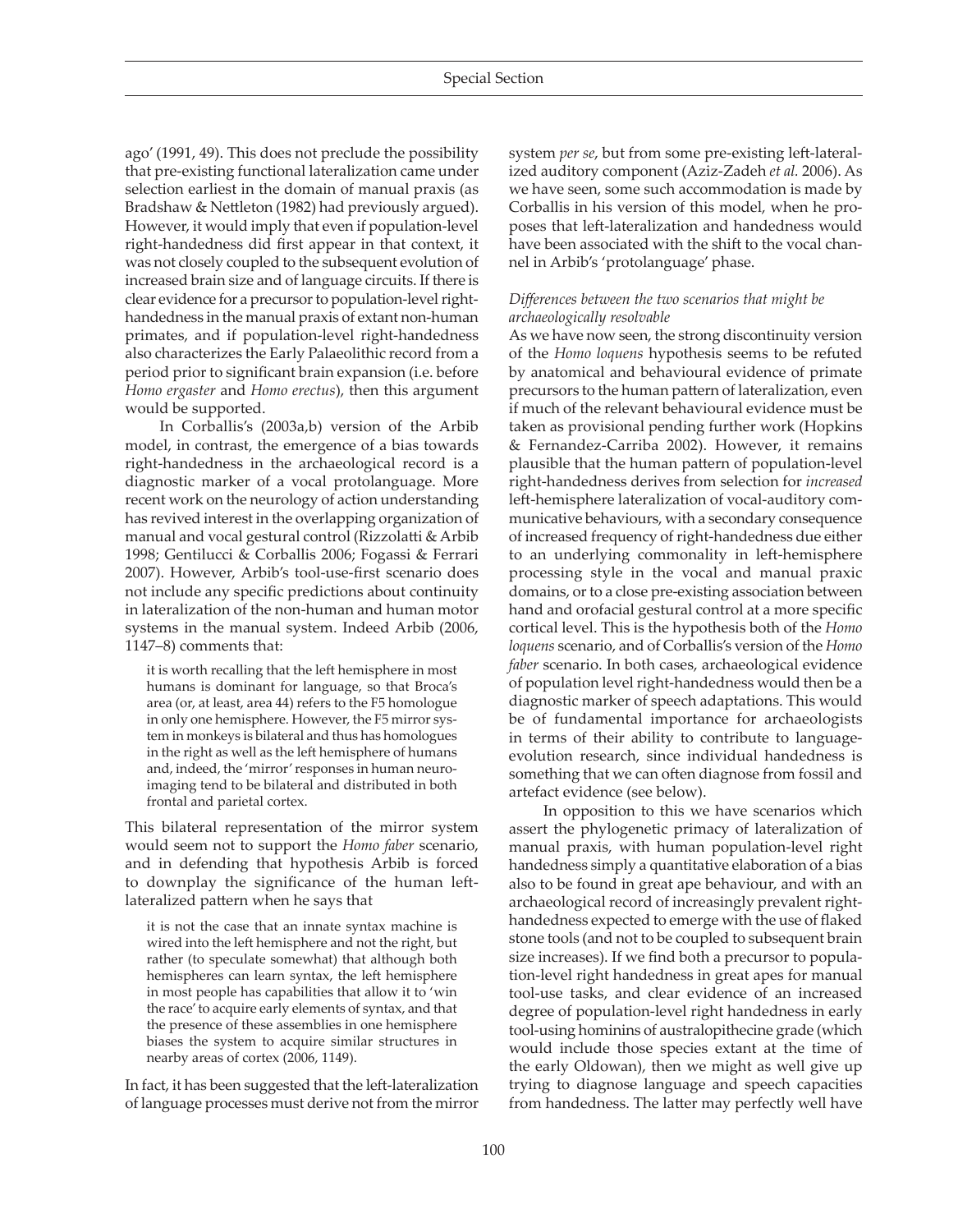ago' (1991, 49). This does not preclude the possibility that pre-existing functional lateralization came under selection earliest in the domain of manual praxis (as Bradshaw & Nettleton (1982) had previously argued). However, it would imply that even if population-level right-handedness did first appear in that context, it was not closely coupled to the subsequent evolution of increased brain size and of language circuits. If there is clear evidence for a precursor to population-level right-handedness in the manual praxis of extant non-human primates, and if population-level right-handedness also characterizes the Early Palaeolithic record from a period prior to significant brain expansion (i.e. before *Homo ergaster* and *Homo erectus*), then this argument would be supported.

In Corballis's (2003a,b) version of the Arbib model, in contrast, the emergence of a bias towards right-handedness in the archaeological record is a diagnostic marker of a vocal protolanguage. More recent work on the neurology of action understanding has revived interest in the overlapping organization of manual and vocal gestural control (Rizzolatti & Arbib 1998; Gentilucci & Corballis 2006; Fogassi & Ferrari 2007). However, Arbib's tool-use-first scenario does not include any specific predictions about continuity in lateralization of the non-human and human motor systems in the manual system. Indeed Arbib (2006, 1147–8) comments that:

> it is worth recalling that the left hemisphere in most humans is dominant for language, so that Broca's area (or, at least, area 44) refers to the F5 homologue in only one hemisphere. However, the F5 mirror system in monkeys is bilateral and thus has homologues in the right as well as the left hemisphere of humans and, indeed, the 'mirror' responses in human neuroimaging tend to be bilateral and distributed in both frontal and parietal cortex.

This bilateral representation of the mirror system would seem not to support the *Homo faber* scenario, and in defending that hypothesis Arbib is forced to downplay the significance of the human left-lateralized pattern when he says that

> it is not the case that an innate syntax machine is wired into the left hemisphere and not the right, but rather (to speculate somewhat) that although both hemispheres can learn syntax, the left hemisphere in most people has capabilities that allow it to 'win the race' to acquire early elements of syntax, and that the presence of these assemblies in one hemisphere biases the system to acquire similar structures in nearby areas of cortex (2006, 1149).

In fact, it has been suggested that the left-lateralization of language processes must derive not from the mirror system *per se*, but from some pre-existing left-lateralized auditory component (Aziz-Zadeh *et al.* 2006). As we have seen, some such accommodation is made by Corballis in his version of this model, when he proposes that left-lateralization and handedness would have been associated with the shift to the vocal channel in Arbib's 'protolanguage' phase.

### *Differences between the two scenarios that might be archaeologically resolvable*

As we have now seen, the strong discontinuity version of the *Homo loquens* hypothesis seems to be refuted by anatomical and behavioural evidence of primate precursors to the human pattern of lateralization, even if much of the relevant behavioural evidence must be taken as provisional pending further work (Hopkins & Fernandez-Carriba 2002). However, it remains plausible that the human pattern of population-level right-handedness derives from selection for *increased* left-hemisphere lateralization of vocal-auditory communicative behaviours, with a secondary consequence of increased frequency of right-handedness due either to an underlying commonality in left-hemisphere processing style in the vocal and manual praxic domains, or to a close pre-existing association between hand and orofacial gestural control at a more specific cortical level. This is the hypothesis both of the *Homo loquens* scenario, and of Corballis's version of the *Homo faber* scenario. In both cases, archaeological evidence of population level right-handedness would then be a diagnostic marker of speech adaptations. This would be of fundamental importance for archaeologists in terms of their ability to contribute to language-evolution research, since individual handedness is something that we can often diagnose from fossil and artefact evidence (see below).

In opposition to this we have scenarios which assert the phylogenetic primacy of lateralization of manual praxis, with human population-level right handedness simply a quantitative elaboration of a bias also to be found in great ape behaviour, and with an archaeological record of increasingly prevalent right-handedness expected to emerge with the use of flaked stone tools (and not to be coupled to subsequent brain size increases). If we find both a precursor to population-level right handedness in great apes for manual tool-use tasks, and clear evidence of an increased degree of population-level right handedness in early tool-using hominins of australopithecine grade (which would include those species extant at the time of the early Oldowan), then we might as well give up trying to diagnose language and speech capacities from handedness. The latter may perfectly well have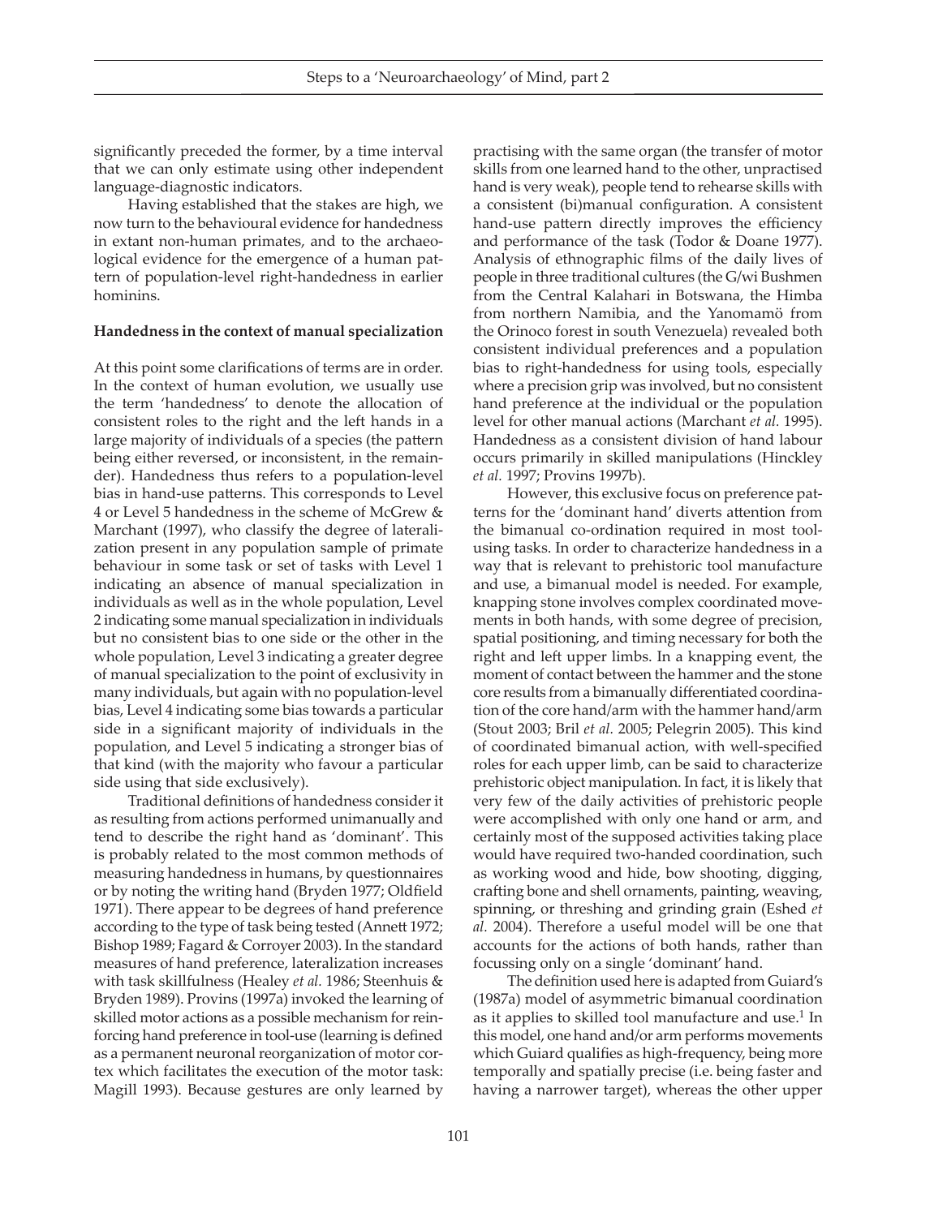significantly preceded the former, by a time interval that we can only estimate using other independent language-diagnostic indicators.

Having established that the stakes are high, we now turn to the behavioural evidence for handedness in extant non-human primates, and to the archaeological evidence for the emergence of a human pattern of population-level right-handedness in earlier hominins.

**Handedness in the context of manual specialization**

At this point some clarifications of terms are in order. In the context of human evolution, we usually use the term 'handedness' to denote the allocation of consistent roles to the right and the left hands in a large majority of individuals of a species (the pattern being either reversed, or inconsistent, in the remainder). Handedness thus refers to a population-level bias in hand-use patterns. This corresponds to Level 4 or Level 5 handedness in the scheme of McGrew & Marchant (1997), who classify the degree of lateralization present in any population sample of primate behaviour in some task or set of tasks with Level 1 indicating an absence of manual specialization in individuals as well as in the whole population, Level 2 indicating some manual specialization in individuals but no consistent bias to one side or the other in the whole population, Level 3 indicating a greater degree of manual specialization to the point of exclusivity in many individuals, but again with no population-level bias, Level 4 indicating some bias towards a particular side in a significant majority of individuals in the population, and Level 5 indicating a stronger bias of that kind (with the majority who favour a particular side using that side exclusively).

Traditional definitions of handedness consider it as resulting from actions performed unimanually and tend to describe the right hand as 'dominant'. This is probably related to the most common methods of measuring handedness in humans, by questionnaires or by noting the writing hand (Bryden 1977; Oldfield 1971). There appear to be degrees of hand preference according to the type of task being tested (Annett 1972; Bishop 1989; Fagard & Corroyer 2003). In the standard measures of hand preference, lateralization increases with task skillfulness (Healey *et al.* 1986; Steenhuis & Bryden 1989). Provins (1997a) invoked the learning of skilled motor actions as a possible mechanism for reinforcing hand preference in tool-use (learning is defined as a permanent neuronal reorganization of motor cortex which facilitates the execution of the motor task: Magill 1993). Because gestures are only learned by practising with the same organ (the transfer of motor skills from one learned hand to the other, unpractised hand is very weak), people tend to rehearse skills with a consistent (bi)manual configuration. A consistent hand-use pattern directly improves the efficiency and performance of the task (Todor & Doane 1977). Analysis of ethnographic films of the daily lives of people in three traditional cultures (the G/wi Bushmen from the Central Kalahari in Botswana, the Himba from northern Namibia, and the Yanomamö from the Orinoco forest in south Venezuela) revealed both consistent individual preferences and a population bias to right-handedness for using tools, especially where a precision grip was involved, but no consistent hand preference at the individual or the population level for other manual actions (Marchant *et al.* 1995). Handedness as a consistent division of hand labour occurs primarily in skilled manipulations (Hinckley *et al.* 1997; Provins 1997b).

However, this exclusive focus on preference patterns for the 'dominant hand' diverts attention from the bimanual co-ordination required in most tool-using tasks. In order to characterize handedness in a way that is relevant to prehistoric tool manufacture and use, a bimanual model is needed. For example, knapping stone involves complex coordinated movements in both hands, with some degree of precision, spatial positioning, and timing necessary for both the right and left upper limbs. In a knapping event, the moment of contact between the hammer and the stone core results from a bimanually differentiated coordination of the core hand/arm with the hammer hand/arm (Stout 2003; Bril *et al.* 2005; Pelegrin 2005). This kind of coordinated bimanual action, with well-specified roles for each upper limb, can be said to characterize prehistoric object manipulation. In fact, it is likely that very few of the daily activities of prehistoric people were accomplished with only one hand or arm, and certainly most of the supposed activities taking place would have required two-handed coordination, such as working wood and hide, bow shooting, digging, crafting bone and shell ornaments, painting, weaving, spinning, or threshing and grinding grain (Eshed *et al.* 2004). Therefore a useful model will be one that accounts for the actions of both hands, rather than focussing only on a single 'dominant' hand.

The definition used here is adapted from Guiard's (1987a) model of asymmetric bimanual coordination as it applies to skilled tool manufacture and use.[1] In this model, one hand and/or arm performs movements which Guiard qualifies as high-frequency, being more temporally and spatially precise (i.e. being faster and having a narrower target), whereas the other upper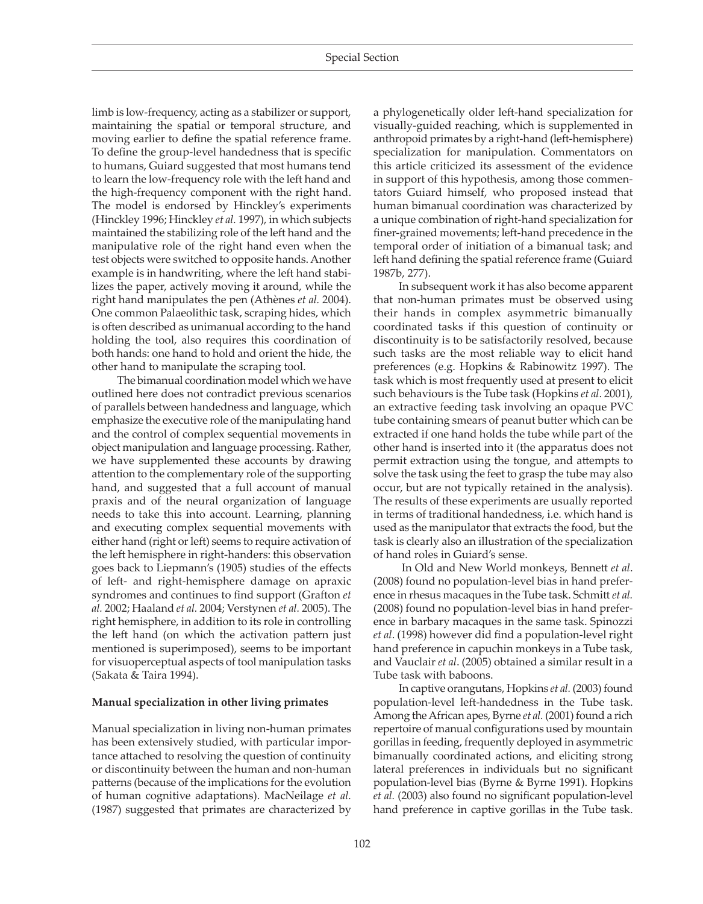limb is low-frequency, acting as a stabilizer or support, maintaining the spatial or temporal structure, and moving earlier to define the spatial reference frame. To define the group-level handedness that is specific to humans, Guiard suggested that most humans tend to learn the low-frequency role with the left hand and the high-frequency component with the right hand. The model is endorsed by Hinckley's experiments (Hinckley 1996; Hinckley *et al.* 1997), in which subjects maintained the stabilizing role of the left hand and the manipulative role of the right hand even when the test objects were switched to opposite hands. Another example is in handwriting, where the left hand stabilizes the paper, actively moving it around, while the right hand manipulates the pen (Athènes *et al.* 2004). One common Palaeolithic task, scraping hides, which is often described as unimanual according to the hand holding the tool, also requires this coordination of both hands: one hand to hold and orient the hide, the other hand to manipulate the scraping tool.

The bimanual coordination model which we have outlined here does not contradict previous scenarios of parallels between handedness and language, which emphasize the executive role of the manipulating hand and the control of complex sequential movements in object manipulation and language processing. Rather, we have supplemented these accounts by drawing attention to the complementary role of the supporting hand, and suggested that a full account of manual praxis and of the neural organization of language needs to take this into account. Learning, planning and executing complex sequential movements with either hand (right or left) seems to require activation of the left hemisphere in right-handers: this observation goes back to Liepmann's (1905) studies of the effects of left- and right-hemisphere damage on apraxic syndromes and continues to find support (Grafton *et al.* 2002; Haaland *et al.* 2004; Verstynen *et al.* 2005). The right hemisphere, in addition to its role in controlling the left hand (on which the activation pattern just mentioned is superimposed), seems to be important for visuoperceptual aspects of tool manipulation tasks (Sakata & Taira 1994).

**Manual specialization in other living primates**

Manual specialization in living non-human primates has been extensively studied, with particular importance attached to resolving the question of continuity or discontinuity between the human and non-human patterns (because of the implications for the evolution of human cognitive adaptations). MacNeilage *et al.* (1987) suggested that primates are characterized by a phylogenetically older left-hand specialization for visually-guided reaching, which is supplemented in anthropoid primates by a right-hand (left-hemisphere) specialization for manipulation. Commentators on this article criticized its assessment of the evidence in support of this hypothesis, among those commentators Guiard himself, who proposed instead that human bimanual coordination was characterized by a unique combination of right-hand specialization for finer-grained movements; left-hand precedence in the temporal order of initiation of a bimanual task; and left hand defining the spatial reference frame (Guiard 1987b, 277).

In subsequent work it has also become apparent that non-human primates must be observed using their hands in complex asymmetric bimanually coordinated tasks if this question of continuity or discontinuity is to be satisfactorily resolved, because such tasks are the most reliable way to elicit hand preferences (e.g. Hopkins & Rabinowitz 1997). The task which is most frequently used at present to elicit such behaviours is the Tube task (Hopkins *et al*. 2001), an extractive feeding task involving an opaque PVC tube containing smears of peanut butter which can be extracted if one hand holds the tube while part of the other hand is inserted into it (the apparatus does not permit extraction using the tongue, and attempts to solve the task using the feet to grasp the tube may also occur, but are not typically retained in the analysis). The results of these experiments are usually reported in terms of traditional handedness, i.e. which hand is used as the manipulator that extracts the food, but the task is clearly also an illustration of the specialization of hand roles in Guiard's sense.

In Old and New World monkeys, Bennett *et al*. (2008) found no population-level bias in hand preference in rhesus macaques in the Tube task. Schmitt *et al.* (2008) found no population-level bias in hand preference in barbary macaques in the same task. Spinozzi *et al*. (1998) however did find a population-level right hand preference in capuchin monkeys in a Tube task, and Vauclair *et al*. (2005) obtained a similar result in a Tube task with baboons.

In captive orangutans, Hopkins *et al.* (2003) found population-level left-handedness in the Tube task. Among the African apes, Byrne *et al.* (2001) found a rich repertoire of manual configurations used by mountain gorillas in feeding, frequently deployed in asymmetric bimanually coordinated actions, and eliciting strong lateral preferences in individuals but no significant population-level bias (Byrne & Byrne 1991). Hopkins *et al.* (2003) also found no significant population-level hand preference in captive gorillas in the Tube task.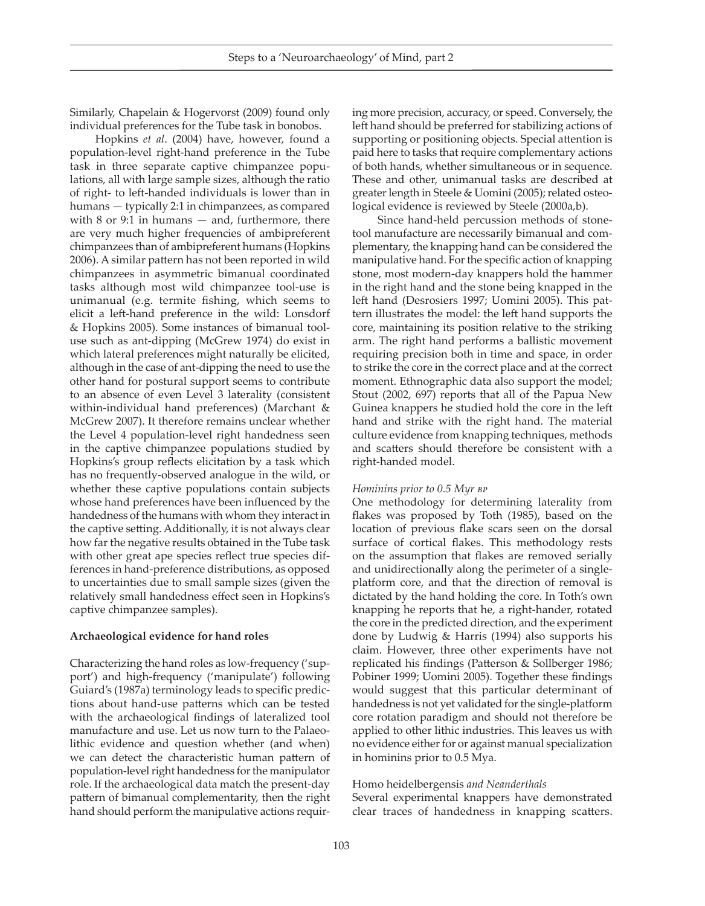Similarly, Chapelain & Hogervorst (2009) found only individual preferences for the Tube task in bonobos.

Hopkins *et al*. (2004) have, however, found a population-level right-hand preference in the Tube task in three separate captive chimpanzee populations, all with large sample sizes, although the ratio of right- to left-handed individuals is lower than in humans — typically 2:1 in chimpanzees, as compared with 8 or 9:1 in humans — and, furthermore, there are very much higher frequencies of ambipreferent chimpanzees than of ambipreferent humans (Hopkins 2006). A similar pattern has not been reported in wild chimpanzees in asymmetric bimanual coordinated tasks although most wild chimpanzee tool-use is unimanual (e.g. termite fishing, which seems to elicit a left-hand preference in the wild: Lonsdorf & Hopkins 2005). Some instances of bimanual tool-use such as ant-dipping (McGrew 1974) do exist in which lateral preferences might naturally be elicited, although in the case of ant-dipping the need to use the other hand for postural support seems to contribute to an absence of even Level 3 laterality (consistent within-individual hand preferences) (Marchant & McGrew 2007). It therefore remains unclear whether the Level 4 population-level right handedness seen in the captive chimpanzee populations studied by Hopkins's group reflects elicitation by a task which has no frequently-observed analogue in the wild, or whether these captive populations contain subjects whose hand preferences have been influenced by the handedness of the humans with whom they interact in the captive setting. Additionally, it is not always clear how far the negative results obtained in the Tube task with other great ape species reflect true species differences in hand-preference distributions, as opposed to uncertainties due to small sample sizes (given the relatively small handedness effect seen in Hopkins's captive chimpanzee samples).

## Archaeological evidence for hand roles

Characterizing the hand roles as low-frequency ('support') and high-frequency ('manipulate') following Guiard's (1987a) terminology leads to specific predictions about hand-use patterns which can be tested with the archaeological findings of lateralized tool manufacture and use. Let us now turn to the Palaeolithic evidence and question whether (and when) we can detect the characteristic human pattern of population-level right handedness for the manipulator role. If the archaeological data match the present-day pattern of bimanual complementarity, then the right hand should perform the manipulative actions requiring more precision, accuracy, or speed. Conversely, the left hand should be preferred for stabilizing actions of supporting or positioning objects. Special attention is paid here to tasks that require complementary actions of both hands, whether simultaneous or in sequence. These and other, unimanual tasks are described at greater length in Steele & Uomini (2005); related osteological evidence is reviewed by Steele (2000a,b).

Since hand-held percussion methods of stone-tool manufacture are necessarily bimanual and complementary, the knapping hand can be considered the manipulative hand. For the specific action of knapping stone, most modern-day knappers hold the hammer in the right hand and the stone being knapped in the left hand (Desrosiers 1997; Uomini 2005). This pattern illustrates the model: the left hand supports the core, maintaining its position relative to the striking arm. The right hand performs a ballistic movement requiring precision both in time and space, in order to strike the core in the correct place and at the correct moment. Ethnographic data also support the model; Stout (2002, 697) reports that all of the Papua New Guinea knappers he studied hold the core in the left hand and strike with the right hand. The material culture evidence from knapping techniques, methods and scatters should therefore be consistent with a right-handed model.

### *Hominins prior to 0.5 Myr BP*

One methodology for determining laterality from flakes was proposed by Toth (1985), based on the location of previous flake scars seen on the dorsal surface of cortical flakes. This methodology rests on the assumption that flakes are removed serially and unidirectionally along the perimeter of a single-platform core, and that the direction of removal is dictated by the hand holding the core. In Toth's own knapping he reports that he, a right-hander, rotated the core in the predicted direction, and the experiment done by Ludwig & Harris (1994) also supports his claim. However, three other experiments have not replicated his findings (Patterson & Sollberger 1986; Pobiner 1999; Uomini 2005). Together these findings would suggest that this particular determinant of handedness is not yet validated for the single-platform core rotation paradigm and should not therefore be applied to other lithic industries. This leaves us with no evidence either for or against manual specialization in hominins prior to 0.5 Mya.

### Homo heidelbergensis *and Neanderthals*

Several experimental knappers have demonstrated clear traces of handedness in knapping scatters.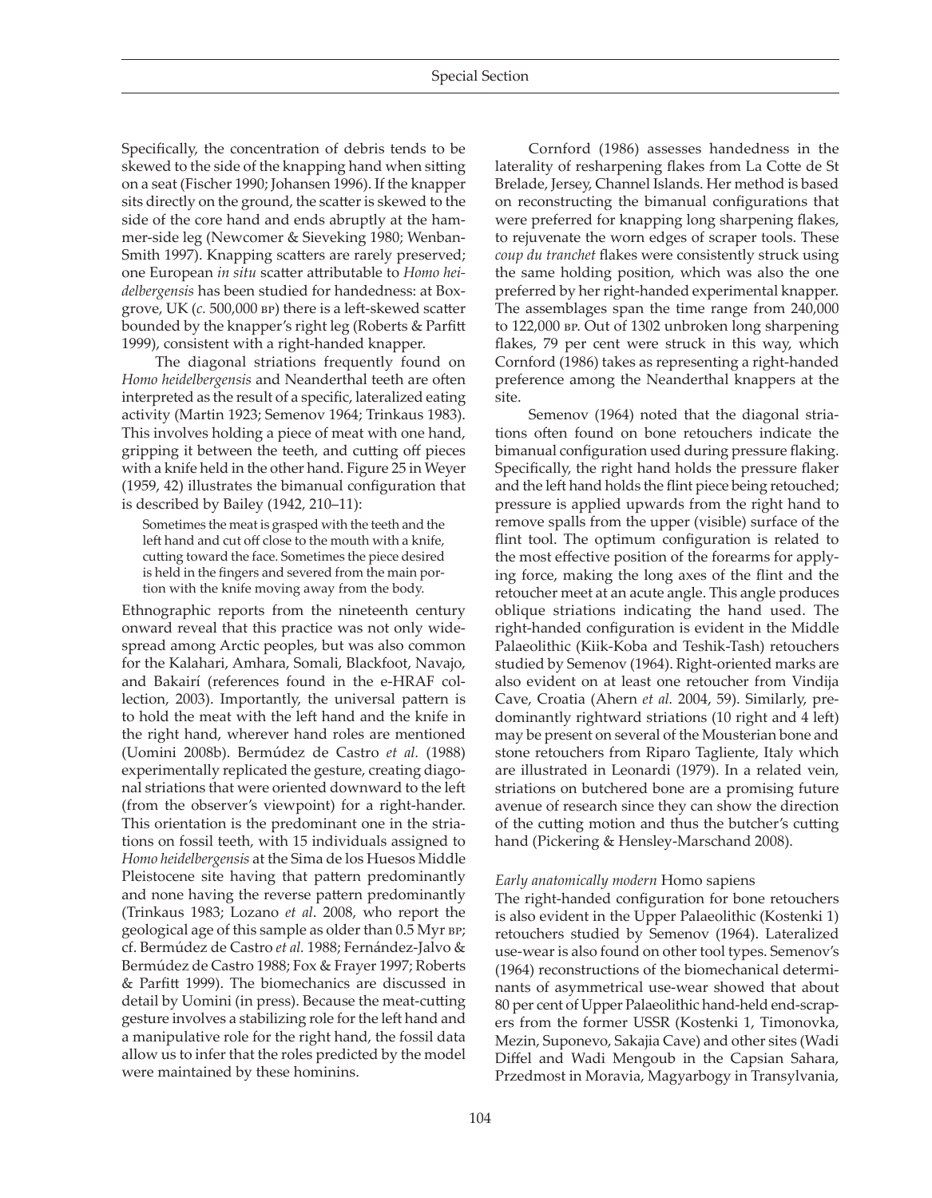Specifically, the concentration of debris tends to be skewed to the side of the knapping hand when sitting on a seat (Fischer 1990; Johansen 1996). If the knapper sits directly on the ground, the scatter is skewed to the side of the core hand and ends abruptly at the hammer-side leg (Newcomer & Sieveking 1980; Wenban-Smith 1997). Knapping scatters are rarely preserved; one European *in situ* scatter attributable to *Homo heidelbergensis* has been studied for handedness: at Boxgrove, UK (*c.* 500,000 BP) there is a left-skewed scatter bounded by the knapper's right leg (Roberts & Parfitt 1999), consistent with a right-handed knapper.

The diagonal striations frequently found on *Homo heidelbergensis* and Neanderthal teeth are often interpreted as the result of a specific, lateralized eating activity (Martin 1923; Semenov 1964; Trinkaus 1983). This involves holding a piece of meat with one hand, gripping it between the teeth, and cutting off pieces with a knife held in the other hand. Figure 25 in Weyer (1959, 42) illustrates the bimanual configuration that is described by Bailey (1942, 210–11):

> Sometimes the meat is grasped with the teeth and the left hand and cut off close to the mouth with a knife, cutting toward the face. Sometimes the piece desired is held in the fingers and severed from the main portion with the knife moving away from the body.

Ethnographic reports from the nineteenth century onward reveal that this practice was not only widespread among Arctic peoples, but was also common for the Kalahari, Amhara, Somali, Blackfoot, Navajo, and Bakairí (references found in the e-HRAF collection, 2003). Importantly, the universal pattern is to hold the meat with the left hand and the knife in the right hand, wherever hand roles are mentioned (Uomini 2008b). Bermúdez de Castro *et al.* (1988) experimentally replicated the gesture, creating diagonal striations that were oriented downward to the left (from the observer's viewpoint) for a right-hander. This orientation is the predominant one in the striations on fossil teeth, with 15 individuals assigned to *Homo heidelbergensis* at the Sima de los Huesos Middle Pleistocene site having that pattern predominantly and none having the reverse pattern predominantly (Trinkaus 1983; Lozano *et al.* 2008, who report the geological age of this sample as older than 0.5 Myr BP; cf. Bermúdez de Castro *et al.* 1988; Fernández-Jalvo & Bermúdez de Castro 1988; Fox & Frayer 1997; Roberts & Parfitt 1999). The biomechanics are discussed in detail by Uomini (in press). Because the meat-cutting gesture involves a stabilizing role for the left hand and a manipulative role for the right hand, the fossil data allow us to infer that the roles predicted by the model were maintained by these hominins.

Cornford (1986) assesses handedness in the laterality of resharpening flakes from La Cotte de St Brelade, Jersey, Channel Islands. Her method is based on reconstructing the bimanual configurations that were preferred for knapping long sharpening flakes, to rejuvenate the worn edges of scraper tools. These *coup du tranchet* flakes were consistently struck using the same holding position, which was also the one preferred by her right-handed experimental knapper. The assemblages span the time range from 240,000 to 122,000 BP. Out of 1302 unbroken long sharpening flakes, 79 per cent were struck in this way, which Cornford (1986) takes as representing a right-handed preference among the Neanderthal knappers at the site.

Semenov (1964) noted that the diagonal striations often found on bone retouchers indicate the bimanual configuration used during pressure flaking. Specifically, the right hand holds the pressure flaker and the left hand holds the flint piece being retouched; pressure is applied upwards from the right hand to remove spalls from the upper (visible) surface of the flint tool. The optimum configuration is related to the most effective position of the forearms for applying force, making the long axes of the flint and the retoucher meet at an acute angle. This angle produces oblique striations indicating the hand used. The right-handed configuration is evident in the Middle Palaeolithic (Kiik-Koba and Teshik-Tash) retouchers studied by Semenov (1964). Right-oriented marks are also evident on at least one retoucher from Vindija Cave, Croatia (Ahern *et al.* 2004, 59). Similarly, predominantly rightward striations (10 right and 4 left) may be present on several of the Mousterian bone and stone retouchers from Riparo Tagliente, Italy which are illustrated in Leonardi (1979). In a related vein, striations on butchered bone are a promising future avenue of research since they can show the direction of the cutting motion and thus the butcher's cutting hand (Pickering & Hensley-Marschand 2008).

### *Early anatomically modern* Homo sapiens

The right-handed configuration for bone retouchers is also evident in the Upper Palaeolithic (Kostenki 1) retouchers studied by Semenov (1964). Lateralized use-wear is also found on other tool types. Semenov's (1964) reconstructions of the biomechanical determinants of asymmetrical use-wear showed that about 80 per cent of Upper Palaeolithic hand-held end-scrapers from the former USSR (Kostenki 1, Timonovka, Mezin, Suponevo, Sakajia Cave) and other sites (Wadi Diffel and Wadi Mengoub in the Capsian Sahara, Przedmost in Moravia, Magyarbogy in Transylvania,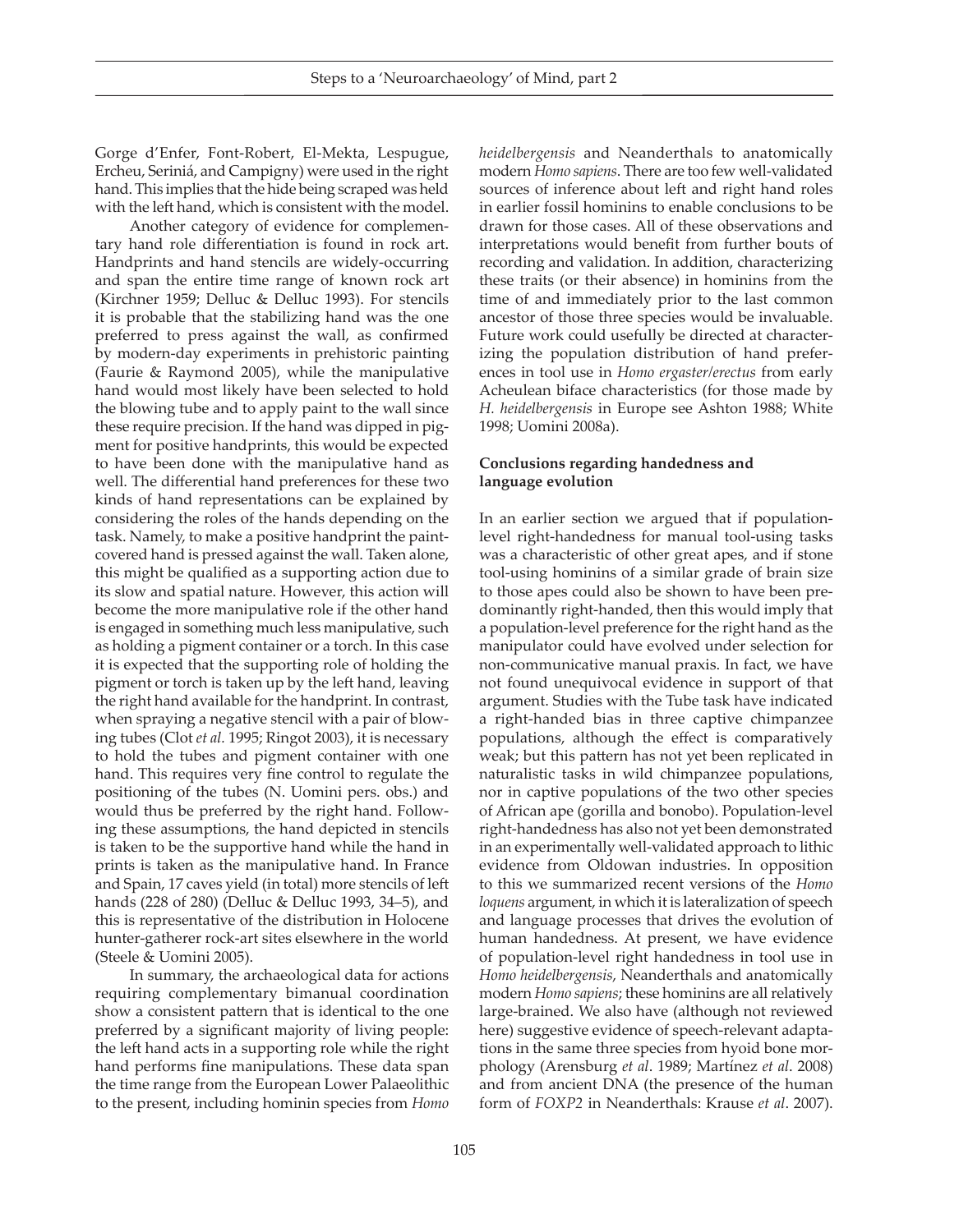Gorge d'Enfer, Font-Robert, El-Mekta, Lespugue, Ercheu, Seriniá, and Campigny) were used in the right hand. This implies that the hide being scraped was held with the left hand, which is consistent with the model.

Another category of evidence for complementary hand role differentiation is found in rock art. Handprints and hand stencils are widely-occurring and span the entire time range of known rock art (Kirchner 1959; Delluc & Delluc 1993). For stencils it is probable that the stabilizing hand was the one preferred to press against the wall, as confirmed by modern-day experiments in prehistoric painting (Faurie & Raymond 2005), while the manipulative hand would most likely have been selected to hold the blowing tube and to apply paint to the wall since these require precision. If the hand was dipped in pigment for positive handprints, this would be expected to have been done with the manipulative hand as well. The differential hand preferences for these two kinds of hand representations can be explained by considering the roles of the hands depending on the task. Namely, to make a positive handprint the paint-covered hand is pressed against the wall. Taken alone, this might be qualified as a supporting action due to its slow and spatial nature. However, this action will become the more manipulative role if the other hand is engaged in something much less manipulative, such as holding a pigment container or a torch. In this case it is expected that the supporting role of holding the pigment or torch is taken up by the left hand, leaving the right hand available for the handprint. In contrast, when spraying a negative stencil with a pair of blowing tubes (Clot *et al.* 1995; Ringot 2003), it is necessary to hold the tubes and pigment container with one hand. This requires very fine control to regulate the positioning of the tubes (N. Uomini pers. obs.) and would thus be preferred by the right hand. Following these assumptions, the hand depicted in stencils is taken to be the supportive hand while the hand in prints is taken as the manipulative hand. In France and Spain, 17 caves yield (in total) more stencils of left hands (228 of 280) (Delluc & Delluc 1993, 34–5), and this is representative of the distribution in Holocene hunter-gatherer rock-art sites elsewhere in the world (Steele & Uomini 2005).

In summary, the archaeological data for actions requiring complementary bimanual coordination show a consistent pattern that is identical to the one preferred by a significant majority of living people: the left hand acts in a supporting role while the right hand performs fine manipulations. These data span the time range from the European Lower Palaeolithic to the present, including hominin species from *Homo heidelbergensis* and Neanderthals to anatomically modern *Homo sapiens*. There are too few well-validated sources of inference about left and right hand roles in earlier fossil hominins to enable conclusions to be drawn for those cases. All of these observations and interpretations would benefit from further bouts of recording and validation. In addition, characterizing these traits (or their absence) in hominins from the time of and immediately prior to the last common ancestor of those three species would be invaluable. Future work could usefully be directed at characterizing the population distribution of hand preferences in tool use in *Homo ergaster/erectus* from early Acheulean biface characteristics (for those made by *H. heidelbergensis* in Europe see Ashton 1988; White 1998; Uomini 2008a).

### Conclusions regarding handedness and language evolution

In an earlier section we argued that if population-level right-handedness for manual tool-using tasks was a characteristic of other great apes, and if stone tool-using hominins of a similar grade of brain size to those apes could also be shown to have been predominantly right-handed, then this would imply that a population-level preference for the right hand as the manipulator could have evolved under selection for non-communicative manual praxis. In fact, we have not found unequivocal evidence in support of that argument. Studies with the Tube task have indicated a right-handed bias in three captive chimpanzee populations, although the effect is comparatively weak; but this pattern has not yet been replicated in naturalistic tasks in wild chimpanzee populations, nor in captive populations of the two other species of African ape (gorilla and bonobo). Population-level right-handedness has also not yet been demonstrated in an experimentally well-validated approach to lithic evidence from Oldowan industries. In opposition to this we summarized recent versions of the *Homo loquens* argument, in which it is lateralization of speech and language processes that drives the evolution of human handedness. At present, we have evidence of population-level right handedness in tool use in *Homo heidelbergensis*, Neanderthals and anatomically modern *Homo sapiens*; these hominins are all relatively large-brained. We also have (although not reviewed here) suggestive evidence of speech-relevant adaptations in the same three species from hyoid bone morphology (Arensburg *et al*. 1989; Martínez *et al*. 2008) and from ancient DNA (the presence of the human form of *FOXP2* in Neanderthals: Krause *et al*. 2007).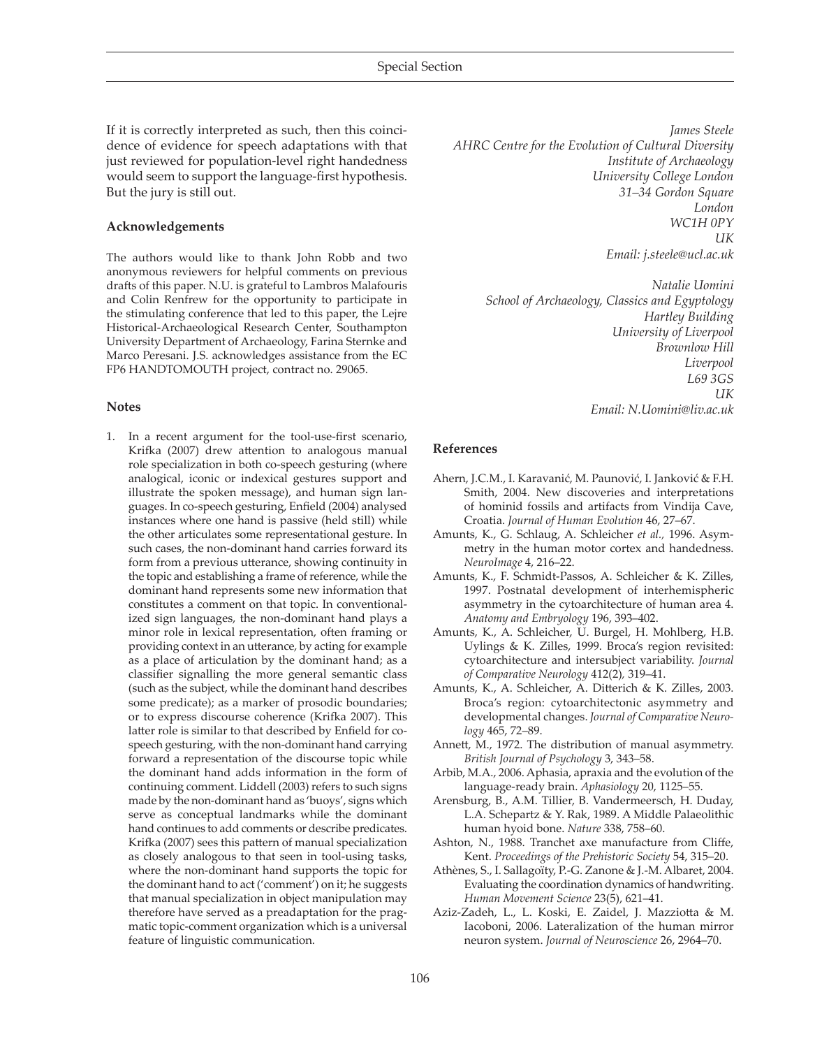If it is correctly interpreted as such, then this coincidence of evidence for speech adaptations with that just reviewed for population-level right handedness would seem to support the language-first hypothesis. But the jury is still out.

### Acknowledgements

The authors would like to thank John Robb and two anonymous reviewers for helpful comments on previous drafts of this paper. N.U. is grateful to Lambros Malafouris and Colin Renfrew for the opportunity to participate in the stimulating conference that led to this paper, the Lejre Historical-Archaeological Research Center, Southampton University Department of Archaeology, Farina Sternke and Marco Peresani. J.S. acknowledges assistance from the EC FP6 HANDTOMOUTH project, contract no. 29065.

### Notes

1. In a recent argument for the tool-use-first scenario, Krifka (2007) drew attention to analogous manual role specialization in both co-speech gesturing (where analogical, iconic or indexical gestures support and illustrate the spoken message), and human sign languages. In co-speech gesturing, Enfield (2004) analysed instances where one hand is passive (held still) while the other articulates some representational gesture. In such cases, the non-dominant hand carries forward its form from a previous utterance, showing continuity in the topic and establishing a frame of reference, while the dominant hand represents some new information that constitutes a comment on that topic. In conventionalized sign languages, the non-dominant hand plays a minor role in lexical representation, often framing or providing context in an utterance, by acting for example as a place of articulation by the dominant hand; as a classifier signalling the more general semantic class (such as the subject, while the dominant hand describes some predicate); as a marker of prosodic boundaries; or to express discourse coherence (Krifka 2007). This latter role is similar to that described by Enfield for co-speech gesturing, with the non-dominant hand carrying forward a representation of the discourse topic while the dominant hand adds information in the form of continuing comment. Liddell (2003) refers to such signs made by the non-dominant hand as 'buoys', signs which serve as conceptual landmarks while the dominant hand continues to add comments or describe predicates. Krifka (2007) sees this pattern of manual specialization as closely analogous to that seen in tool-using tasks, where the non-dominant hand supports the topic for the dominant hand to act ('comment') on it; he suggests that manual specialization in object manipulation may therefore have served as a preadaptation for the pragmatic topic-comment organization which is a universal feature of linguistic communication.

*James Steele*
*AHRC Centre for the Evolution of Cultural Diversity*
*Institute of Archaeology*
*University College London*
*31–34 Gordon Square*
*London*
*WC1H 0PY*
*UK*
*Email: j.steele@ucl.ac.uk*

*Natalie Uomini*
*School of Archaeology, Classics and Egyptology*
*Hartley Building*
*University of Liverpool*
*Brownlow Hill*
*Liverpool*
*L69 3GS*
*UK*
*Email: N.Uomini@liv.ac.uk*

### References

Ahern, J.C.M., I. Karavanić, M. Paunović, I. Janković & F.H. Smith, 2004. New discoveries and interpretations of hominid fossils and artifacts from Vindija Cave, Croatia. *Journal of Human Evolution* 46, 27–67.

Amunts, K., G. Schlaug, A. Schleicher *et al.*, 1996. Asymmetry in the human motor cortex and handedness. *NeuroImage* 4, 216–22.

Amunts, K., F. Schmidt-Passos, A. Schleicher & K. Zilles, 1997. Postnatal development of interhemispheric asymmetry in the cytoarchitecture of human area 4. *Anatomy and Embryology* 196, 393–402.

Amunts, K., A. Schleicher, U. Burgel, H. Mohlberg, H.B. Uylings & K. Zilles, 1999. Broca's region revisited: cytoarchitecture and intersubject variability. *Journal of Comparative Neurology* 412(2), 319–41.

Amunts, K., A. Schleicher, A. Ditterich & K. Zilles, 2003. Broca's region: cytoarchitectonic asymmetry and developmental changes. *Journal of Comparative Neurology* 465, 72–89.

Annett, M., 1972. The distribution of manual asymmetry. *British Journal of Psychology* 3, 343–58.

Arbib, M.A., 2006. Aphasia, apraxia and the evolution of the language-ready brain. *Aphasiology* 20, 1125–55.

Arensburg, B., A.M. Tillier, B. Vandermeersch, H. Duday, L.A. Schepartz & Y. Rak, 1989. A Middle Palaeolithic human hyoid bone. *Nature* 338, 758–60.

Ashton, N., 1988. Tranchet axe manufacture from Cliffe, Kent. *Proceedings of the Prehistoric Society* 54, 315–20.

Athènes, S., I. Sallagoïty, P.-G. Zanone & J.-M. Albaret, 2004. Evaluating the coordination dynamics of handwriting. *Human Movement Science* 23(5), 621–41.

Aziz-Zadeh, L., L. Koski, E. Zaidel, J. Mazziotta & M. Iacoboni, 2006. Lateralization of the human mirror neuron system. *Journal of Neuroscience* 26, 2964–70.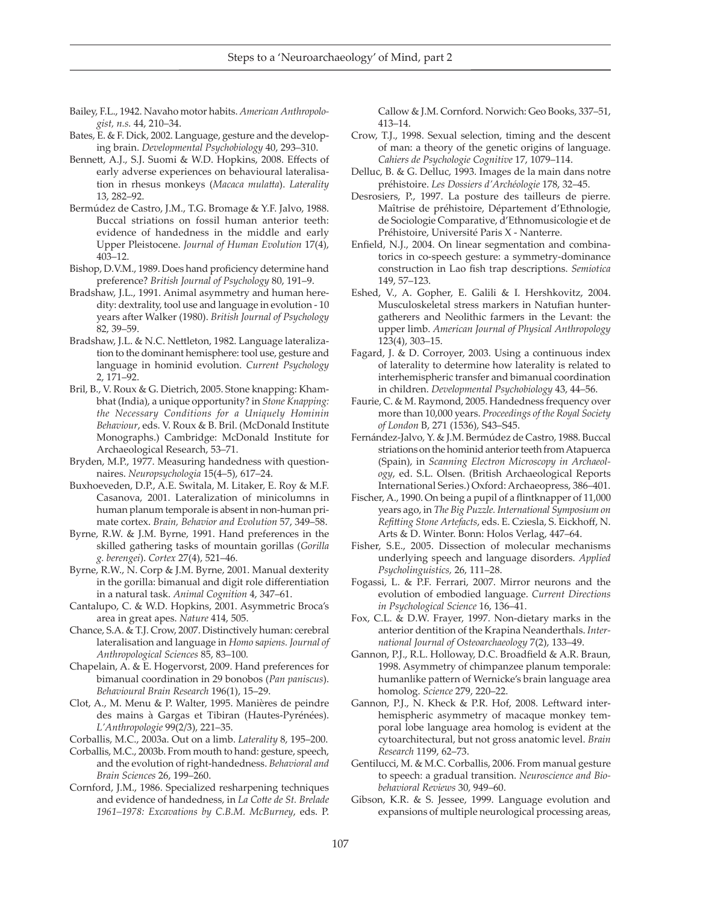Bailey, F.L., 1942. Navaho motor habits. *American Anthropologist, n.s.* 44, 210–34.

Bates, E. & F. Dick, 2002. Language, gesture and the developing brain. *Developmental Psychobiology* 40, 293–310.

Bennett, A.J., S.J. Suomi & W.D. Hopkins, 2008. Effects of early adverse experiences on behavioural lateralisation in rhesus monkeys (*Macaca mulatta*). *Laterality* 13, 282–92.

Bermúdez de Castro, J.M., T.G. Bromage & Y.F. Jalvo, 1988. Buccal striations on fossil human anterior teeth: evidence of handedness in the middle and early Upper Pleistocene. *Journal of Human Evolution* 17(4), 403–12.

Bishop, D.V.M., 1989. Does hand proficiency determine hand preference? *British Journal of Psychology* 80, 191–9.

Bradshaw, J.L., 1991. Animal asymmetry and human heredity: dextrality, tool use and language in evolution - 10 years after Walker (1980). *British Journal of Psychology* 82, 39–59.

Bradshaw, J.L. & N.C. Nettleton, 1982. Language lateralization to the dominant hemisphere: tool use, gesture and language in hominid evolution. *Current Psychology* 2, 171–92.

Bril, B., V. Roux & G. Dietrich, 2005. Stone knapping: Khambhat (India), a unique opportunity? in *Stone Knapping: the Necessary Conditions for a Uniquely Hominin Behaviour*, eds. V. Roux & B. Bril. (McDonald Institute Monographs.) Cambridge: McDonald Institute for Archaeological Research, 53–71.

Bryden, M.P., 1977. Measuring handedness with questionnaires. *Neuropsychologia* 15(4–5), 617–24.

Buxhoeveden, D.P., A.E. Switala, M. Litaker, E. Roy & M.F. Casanova, 2001. Lateralization of minicolumns in human planum temporale is absent in non-human primate cortex. *Brain, Behavior and Evolution* 57, 349–58.

Byrne, R.W. & J.M. Byrne, 1991. Hand preferences in the skilled gathering tasks of mountain gorillas (*Gorilla g. berengei*). *Cortex* 27(4), 521–46.

Byrne, R.W., N. Corp & J.M. Byrne, 2001. Manual dexterity in the gorilla: bimanual and digit role differentiation in a natural task. *Animal Cognition* 4, 347–61.

Cantalupo, C. & W.D. Hopkins, 2001. Asymmetric Broca's area in great apes. *Nature* 414, 505.

Chance, S.A. & T.J. Crow, 2007. Distinctively human: cerebral lateralisation and language in *Homo sapiens*. *Journal of Anthropological Sciences* 85, 83–100.

Chapelain, A. & E. Hogervorst, 2009. Hand preferences for bimanual coordination in 29 bonobos (*Pan paniscus*). *Behavioural Brain Research* 196(1), 15–29.

Clot, A., M. Menu & P. Walter, 1995. Manières de peindre des mains à Gargas et Tibiran (Hautes-Pyrénées). *L'Anthropologie* 99(2/3), 221–35.

Corballis, M.C., 2003a. Out on a limb. *Laterality* 8, 195–200.

Corballis, M.C., 2003b. From mouth to hand: gesture, speech, and the evolution of right-handedness. *Behavioral and Brain Sciences* 26, 199–260.

Cornford, J.M., 1986. Specialized resharpening techniques and evidence of handedness, in *La Cotte de St. Brelade 1961–1978: Excavations by C.B.M. McBurney*, eds. P. Callow & J.M. Cornford. Norwich: Geo Books, 337–51, 413–14.

Crow, T.J., 1998. Sexual selection, timing and the descent of man: a theory of the genetic origins of language. *Cahiers de Psychologie Cognitive* 17, 1079–114.

Delluc, B. & G. Delluc, 1993. Images de la main dans notre préhistoire. *Les Dossiers d'Archéologie* 178, 32–45.

Desrosiers, P., 1997. La posture des tailleurs de pierre. Maîtrise de préhistoire, Département d'Ethnologie, de Sociologie Comparative, d'Ethnomusicologie et de Préhistoire, Université Paris X - Nanterre.

Enfield, N.J., 2004. On linear segmentation and combinatorics in co-speech gesture: a symmetry-dominance construction in Lao fish trap descriptions. *Semiotica* 149, 57–123.

Eshed, V., A. Gopher, E. Galili & I. Hershkovitz, 2004. Musculoskeletal stress markers in Natufian hunter-gatherers and Neolithic farmers in the Levant: the upper limb. *American Journal of Physical Anthropology* 123(4), 303–15.

Fagard, J. & D. Corroyer, 2003. Using a continuous index of laterality to determine how laterality is related to interhemispheric transfer and bimanual coordination in children. *Developmental Psychobiology* 43, 44–56.

Faurie, C. & M. Raymond, 2005. Handedness frequency over more than 10,000 years. *Proceedings of the Royal Society of London* B, 271 (1536), S43–S45.

Fernández-Jalvo, Y. & J.M. Bermúdez de Castro, 1988. Buccal striations on the hominid anterior teeth from Atapuerca (Spain), in *Scanning Electron Microscopy in Archaeology*, ed. S.L. Olsen. (British Archaeological Reports International Series.) Oxford: Archaeopress, 386–401.

Fischer, A., 1990. On being a pupil of a flintknapper of 11,000 years ago, in *The Big Puzzle. International Symposium on Refitting Stone Artefacts*, eds. E. Cziesla, S. Eickhoff, N. Arts & D. Winter. Bonn: Holos Verlag, 447–64.

Fisher, S.E., 2005. Dissection of molecular mechanisms underlying speech and language disorders. *Applied Psycholinguistics,* 26, 111–28.

Fogassi, L. & P.F. Ferrari, 2007. Mirror neurons and the evolution of embodied language. *Current Directions in Psychological Science* 16, 136–41.

Fox, C.L. & D.W. Frayer, 1997. Non-dietary marks in the anterior dentition of the Krapina Neanderthals. *International Journal of Osteoarchaeology* 7(2), 133–49.

Gannon, P.J., R.L. Holloway, D.C. Broadfield & A.R. Braun, 1998. Asymmetry of chimpanzee planum temporale: humanlike pattern of Wernicke's brain language area homolog. *Science* 279, 220–22.

Gannon, P.J., N. Kheck & P.R. Hof, 2008. Leftward interhemispheric asymmetry of macaque monkey temporal lobe language area homolog is evident at the cytoarchitectural, but not gross anatomic level. *Brain Research* 1199, 62–73.

Gentilucci, M. & M.C. Corballis, 2006. From manual gesture to speech: a gradual transition. *Neuroscience and Biobehavioral Reviews* 30, 949–60.

Gibson, K.R. & S. Jessee, 1999. Language evolution and expansions of multiple neurological processing areas,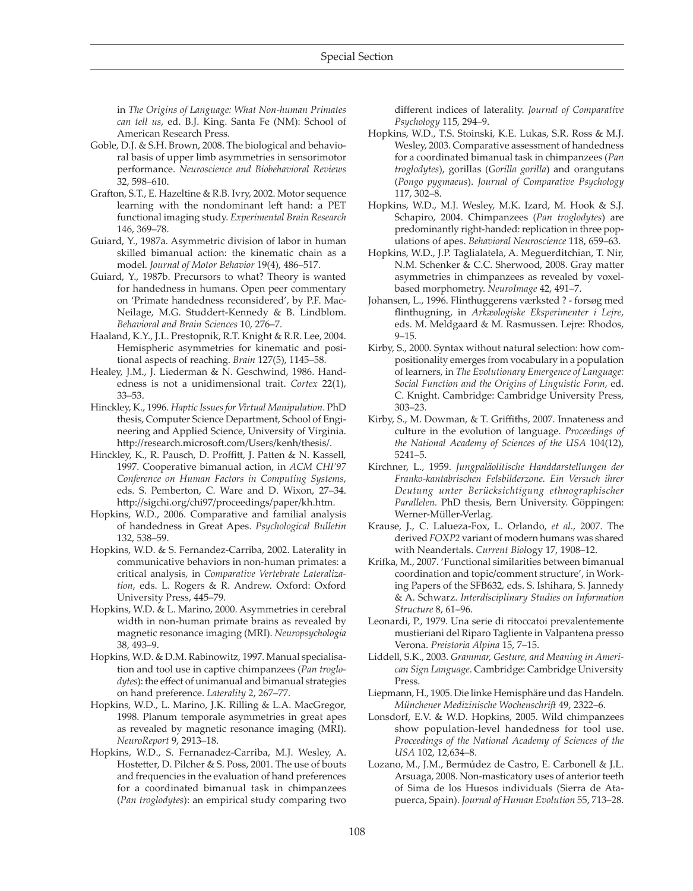in *The Origins of Language: What Non-human Primates can tell us*, ed. B.J. King. Santa Fe (NM): School of American Research Press.

Goble, D.J. & S.H. Brown, 2008. The biological and behavioral basis of upper limb asymmetries in sensorimotor performance. *Neuroscience and Biobehavioral Reviews* 32, 598–610.

Grafton, S.T., E. Hazeltine & R.B. Ivry, 2002. Motor sequence learning with the nondominant left hand: a PET functional imaging study. *Experimental Brain Research* 146, 369–78.

Guiard, Y., 1987a. Asymmetric division of labor in human skilled bimanual action: the kinematic chain as a model. *Journal of Motor Behavior* 19(4), 486–517.

Guiard, Y., 1987b. Precursors to what? Theory is wanted for handedness in humans. Open peer commentary on 'Primate handedness reconsidered', by P.F. MacNeilage, M.G. Studdert-Kennedy & B. Lindblom. *Behavioral and Brain Sciences* 10, 276–7.

Haaland, K.Y., J.L. Prestopnik, R.T. Knight & R.R. Lee, 2004. Hemispheric asymmetries for kinematic and positional aspects of reaching. *Brain* 127(5), 1145–58.

Healey, J.M., J. Liederman & N. Geschwind, 1986. Handedness is not a unidimensional trait. *Cortex* 22(1), 33–53.

Hinckley, K., 1996. *Haptic Issues for Virtual Manipulation*. PhD thesis, Computer Science Department, School of Engineering and Applied Science, University of Virginia. http://research.microsoft.com/Users/kenh/thesis/.

Hinckley, K., R. Pausch, D. Proffitt, J. Patten & N. Kassell, 1997. Cooperative bimanual action, in *ACM CHI'97 Conference on Human Factors in Computing Systems*, eds. S. Pemberton, C. Ware and D. Wixon, 27–34. http://sigchi.org/chi97/proceedings/paper/kh.htm.

Hopkins, W.D., 2006. Comparative and familial analysis of handedness in Great Apes. *Psychological Bulletin* 132, 538–59.

Hopkins, W.D. & S. Fernandez-Carriba, 2002. Laterality in communicative behaviors in non-human primates: a critical analysis, in *Comparative Vertebrate Lateralization*, eds. L. Rogers & R. Andrew. Oxford: Oxford University Press, 445–79.

Hopkins, W.D. & L. Marino, 2000. Asymmetries in cerebral width in non-human primate brains as revealed by magnetic resonance imaging (MRI). *Neuropsychologia* 38, 493–9.

Hopkins, W.D. & D.M. Rabinowitz, 1997. Manual specialisation and tool use in captive chimpanzees (*Pan troglodytes*): the effect of unimanual and bimanual strategies on hand preference. *Laterality* 2, 267–77.

Hopkins, W.D., L. Marino, J.K. Rilling & L.A. MacGregor, 1998. Planum temporale asymmetries in great apes as revealed by magnetic resonance imaging (MRI). *NeuroReport* 9, 2913–18.

Hopkins, W.D., S. Fernanadez-Carriba, M.J. Wesley, A. Hostetter, D. Pilcher & S. Poss, 2001. The use of bouts and frequencies in the evaluation of hand preferences for a coordinated bimanual task in chimpanzees (*Pan troglodytes*): an empirical study comparing two different indices of laterality. *Journal of Comparative Psychology* 115, 294–9.

Hopkins, W.D., T.S. Stoinski, K.E. Lukas, S.R. Ross & M.J. Wesley, 2003. Comparative assessment of handedness for a coordinated bimanual task in chimpanzees (*Pan troglodytes*), gorillas (*Gorilla gorilla*) and orangutans (*Pongo pygmaeus*). *Journal of Comparative Psychology* 117, 302–8.

Hopkins, W.D., M.J. Wesley, M.K. Izard, M. Hook & S.J. Schapiro, 2004. Chimpanzees (*Pan troglodytes*) are predominantly right-handed: replication in three populations of apes. *Behavioral Neuroscience* 118, 659–63.

Hopkins, W.D., J.P. Taglialatela, A. Meguerditchian, T. Nir, N.M. Schenker & C.C. Sherwood, 2008. Gray matter asymmetries in chimpanzees as revealed by voxel-based morphometry. *NeuroImage* 42, 491–7.

Johansen, L., 1996. Flinthuggerens værksted ? - forsøg med flinthugning, in *Arkæologiske Eksperimenter i Lejre*, eds. M. Meldgaard & M. Rasmussen. Lejre: Rhodos, 9–15.

Kirby, S., 2000. Syntax without natural selection: how compositionality emerges from vocabulary in a population of learners, in *The Evolutionary Emergence of Language: Social Function and the Origins of Linguistic Form*, ed. C. Knight. Cambridge: Cambridge University Press, 303–23.

Kirby, S., M. Dowman, & T. Griffiths, 2007. Innateness and culture in the evolution of language. *Proceedings of the National Academy of Sciences of the USA* 104(12), 5241–5.

Kirchner, L., 1959. *Jungpaläolitische Handdarstellungen der Franko-kantabrischen Felsbilderzone. Ein Versuch ihrer Deutung unter Berücksichtigung ethnographischer Parallelen.* PhD thesis, Bern University. Göppingen: Werner-Müller-Verlag.

Krause, J., C. Lalueza-Fox, L. Orlando, *et al*., 2007. The derived *FOXP2* variant of modern humans was shared with Neandertals. *Current Biol*ogy 17, 1908–12.

Krifka, M., 2007. 'Functional similarities between bimanual coordination and topic/comment structure', in Working Papers of the SFB632*,* eds. S. Ishihara, S. Jannedy & A. Schwarz. *Interdisciplinary Studies on Information Structure* 8, 61–96.

Leonardi, P., 1979. Una serie di ritoccatoi prevalentemente mustieriani del Riparo Tagliente in Valpantena presso Verona. *Preistoria Alpina* 15, 7–15.

Liddell, S.K., 2003. *Grammar, Gesture, and Meaning in American Sign Language*. Cambridge: Cambridge University Press.

Liepmann, H., 1905. Die linke Hemisphäre und das Handeln. *Münchener Medizinische Wochenschrift* 49, 2322–6.

Lonsdorf, E.V. & W.D. Hopkins, 2005. Wild chimpanzees show population-level handedness for tool use. *Proceedings of the National Academy of Sciences of the USA* 102, 12,634–8.

Lozano, M., J.M., Bermúdez de Castro, E. Carbonell & J.L. Arsuaga, 2008. Non-masticatory uses of anterior teeth of Sima de los Huesos individuals (Sierra de Atapuerca, Spain). *Journal of Human Evolution* 55, 713–28.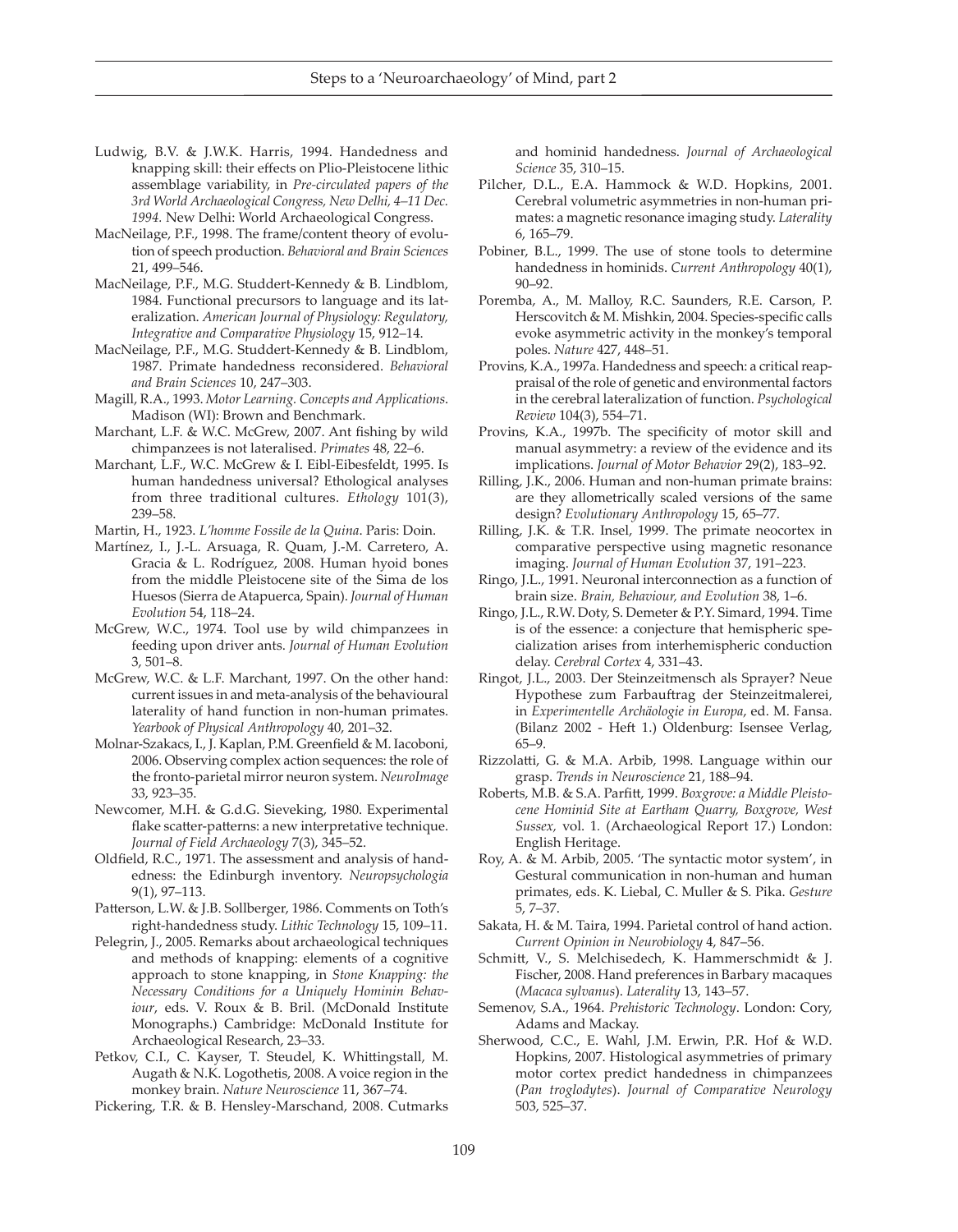Ludwig, B.V. & J.W.K. Harris, 1994. Handedness and knapping skill: their effects on Plio-Pleistocene lithic assemblage variability, in *Pre-circulated papers of the 3rd World Archaeological Congress, New Delhi, 4–11 Dec. 1994*. New Delhi: World Archaeological Congress.

MacNeilage, P.F., 1998. The frame/content theory of evolution of speech production. *Behavioral and Brain Sciences* 21, 499–546.

MacNeilage, P.F., M.G. Studdert-Kennedy & B. Lindblom, 1984. Functional precursors to language and its lateralization. *American Journal of Physiology: Regulatory, Integrative and Comparative Physiology* 15, 912–14.

MacNeilage, P.F., M.G. Studdert-Kennedy & B. Lindblom, 1987. Primate handedness reconsidered. *Behavioral and Brain Sciences* 10, 247–303.

Magill, R.A., 1993. *Motor Learning. Concepts and Applications*. Madison (WI): Brown and Benchmark.

Marchant, L.F. & W.C. McGrew, 2007. Ant fishing by wild chimpanzees is not lateralised. *Primates* 48, 22–6.

Marchant, L.F., W.C. McGrew & I. Eibl-Eibesfeldt, 1995. Is human handedness universal? Ethological analyses from three traditional cultures. *Ethology* 101(3), 239–58.

Martin, H., 1923. *L'homme Fossile de la Quina*. Paris: Doin.

Martínez, I., J.-L. Arsuaga, R. Quam, J.-M. Carretero, A. Gracia & L. Rodríguez, 2008. Human hyoid bones from the middle Pleistocene site of the Sima de los Huesos (Sierra de Atapuerca, Spain). *Journal of Human Evolution* 54, 118–24.

McGrew, W.C., 1974. Tool use by wild chimpanzees in feeding upon driver ants. *Journal of Human Evolution* 3, 501–8.

McGrew, W.C. & L.F. Marchant, 1997. On the other hand: current issues in and meta-analysis of the behavioural laterality of hand function in non-human primates. *Yearbook of Physical Anthropology* 40, 201–32.

Molnar-Szakacs, I., J. Kaplan, P.M. Greenfield & M. Iacoboni, 2006. Observing complex action sequences: the role of the fronto-parietal mirror neuron system. *NeuroImage* 33, 923–35.

Newcomer, M.H. & G.d.G. Sieveking, 1980. Experimental flake scatter-patterns: a new interpretative technique. *Journal of Field Archaeology* 7(3), 345–52.

Oldfield, R.C., 1971. The assessment and analysis of handedness: the Edinburgh inventory. *Neuropsychologia* 9(1), 97–113.

Patterson, L.W. & J.B. Sollberger, 1986. Comments on Toth's right-handedness study. *Lithic Technology* 15, 109–11.

Pelegrin, J., 2005. Remarks about archaeological techniques and methods of knapping: elements of a cognitive approach to stone knapping, in *Stone Knapping: the Necessary Conditions for a Uniquely Hominin Behaviour*, eds. V. Roux & B. Bril. (McDonald Institute Monographs.) Cambridge: McDonald Institute for Archaeological Research, 23–33.

Petkov, C.I., C. Kayser, T. Steudel, K. Whittingstall, M. Augath & N.K. Logothetis, 2008. A voice region in the monkey brain. *Nature Neuroscience* 11, 367–74.

Pickering, T.R. & B. Hensley-Marschand, 2008. Cutmarks and hominid handedness. *Journal of Archaeological Science* 35, 310–15.

Pilcher, D.L., E.A. Hammock & W.D. Hopkins, 2001. Cerebral volumetric asymmetries in non-human primates: a magnetic resonance imaging study. *Laterality* 6, 165–79.

Pobiner, B.L., 1999. The use of stone tools to determine handedness in hominids. *Current Anthropology* 40(1), 90–92.

Poremba, A., M. Malloy, R.C. Saunders, R.E. Carson, P. Herscovitch & M. Mishkin, 2004. Species-specific calls evoke asymmetric activity in the monkey's temporal poles. *Nature* 427, 448–51.

Provins, K.A., 1997a. Handedness and speech: a critical reappraisal of the role of genetic and environmental factors in the cerebral lateralization of function. *Psychological Review* 104(3), 554–71.

Provins, K.A., 1997b. The specificity of motor skill and manual asymmetry: a review of the evidence and its implications. *Journal of Motor Behavior* 29(2), 183–92.

Rilling, J.K., 2006. Human and non-human primate brains: are they allometrically scaled versions of the same design? *Evolutionary Anthropology* 15, 65–77.

Rilling, J.K. & T.R. Insel, 1999. The primate neocortex in comparative perspective using magnetic resonance imaging. *Journal of Human Evolution* 37, 191–223.

Ringo, J.L., 1991. Neuronal interconnection as a function of brain size. *Brain, Behaviour, and Evolution* 38, 1–6.

Ringo, J.L., R.W. Doty, S. Demeter & P.Y. Simard, 1994. Time is of the essence: a conjecture that hemispheric specialization arises from interhemispheric conduction delay. *Cerebral Cortex* 4, 331–43.

Ringot, J.L., 2003. Der Steinzeitmensch als Sprayer? Neue Hypothese zum Farbauftrag der Steinzeitmalerei, in *Experimentelle Archäologie in Europa*, ed. M. Fansa. (Bilanz 2002 - Heft 1.) Oldenburg: Isensee Verlag, 65–9.

Rizzolatti, G. & M.A. Arbib, 1998. Language within our grasp. *Trends in Neuroscience* 21, 188–94.

Roberts, M.B. & S.A. Parfitt, 1999. *Boxgrove: a Middle Pleistocene Hominid Site at Eartham Quarry, Boxgrove, West Sussex*, vol. 1. (Archaeological Report 17.) London: English Heritage.

Roy, A. & M. Arbib, 2005. 'The syntactic motor system', in Gestural communication in non-human and human primates, eds. K. Liebal, C. Muller & S. Pika. *Gesture* 5, 7–37.

Sakata, H. & M. Taira, 1994. Parietal control of hand action. *Current Opinion in Neurobiology* 4, 847–56.

Schmitt, V., S. Melchisedech, K. Hammerschmidt & J. Fischer, 2008. Hand preferences in Barbary macaques (*Macaca sylvanus*). *Laterality* 13, 143–57.

Semenov, S.A., 1964. *Prehistoric Technology*. London: Cory, Adams and Mackay.

Sherwood, C.C., E. Wahl, J.M. Erwin, P.R. Hof & W.D. Hopkins, 2007. Histological asymmetries of primary motor cortex predict handedness in chimpanzees (*Pan troglodytes*). *Journal of Comparative Neurology* 503, 525–37.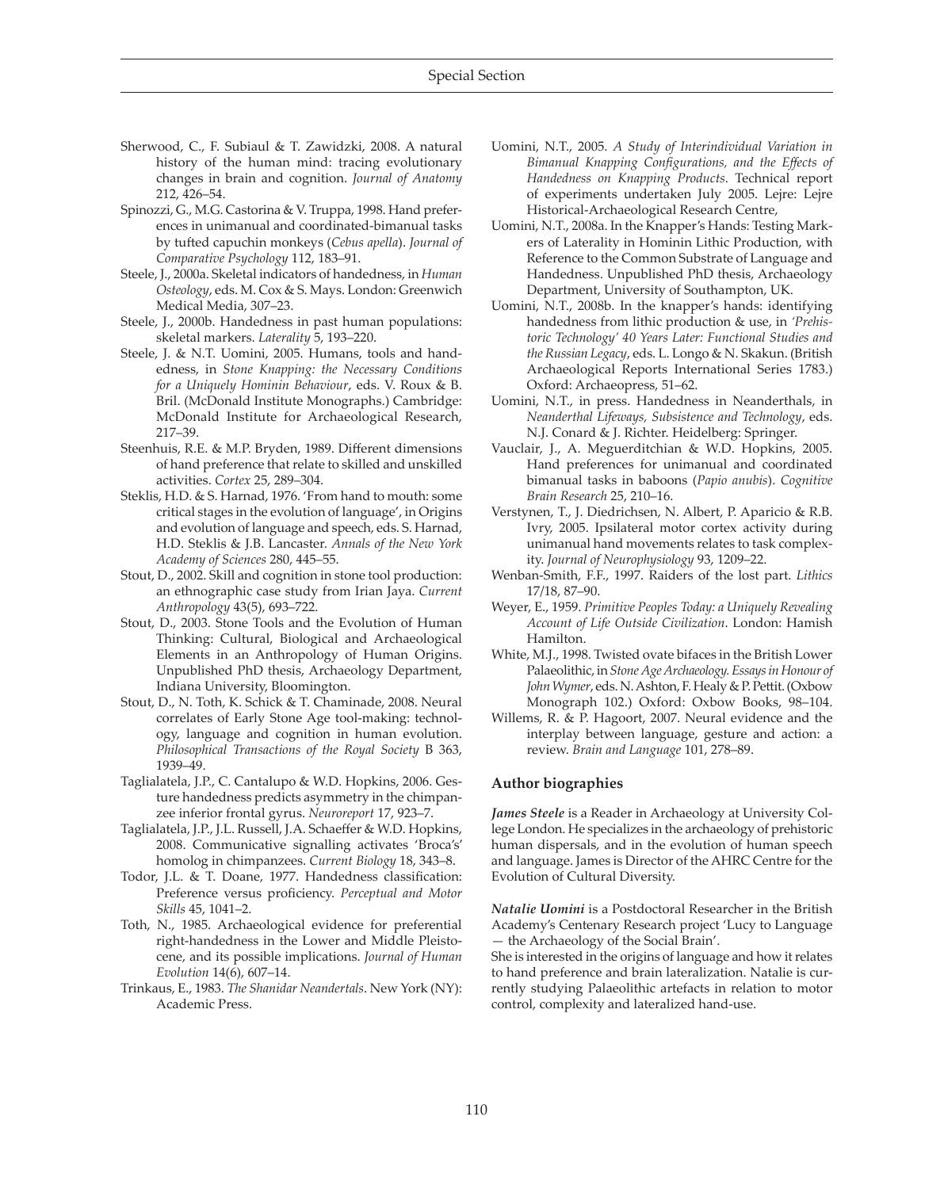Sherwood, C., F. Subiaul & T. Zawidzki, 2008. A natural history of the human mind: tracing evolutionary changes in brain and cognition. *Journal of Anatomy* 212, 426–54.

Spinozzi, G., M.G. Castorina & V. Truppa, 1998. Hand preferences in unimanual and coordinated-bimanual tasks by tufted capuchin monkeys (*Cebus apella*). *Journal of Comparative Psychology* 112, 183–91.

Steele, J., 2000a. Skeletal indicators of handedness, in *Human Osteology*, eds. M. Cox & S. Mays. London: Greenwich Medical Media, 307–23.

Steele, J., 2000b. Handedness in past human populations: skeletal markers. *Laterality* 5, 193–220.

Steele, J. & N.T. Uomini, 2005. Humans, tools and handedness, in *Stone Knapping: the Necessary Conditions for a Uniquely Hominin Behaviour*, eds. V. Roux & B. Bril. (McDonald Institute Monographs.) Cambridge: McDonald Institute for Archaeological Research, 217–39.

Steenhuis, R.E. & M.P. Bryden, 1989. Different dimensions of hand preference that relate to skilled and unskilled activities. *Cortex* 25, 289–304.

Steklis, H.D. & S. Harnad, 1976. 'From hand to mouth: some critical stages in the evolution of language', in Origins and evolution of language and speech, eds. S. Harnad, H.D. Steklis & J.B. Lancaster. *Annals of the New York Academy of Sciences* 280, 445–55.

Stout, D., 2002. Skill and cognition in stone tool production: an ethnographic case study from Irian Jaya. *Current Anthropology* 43(5), 693–722.

Stout, D., 2003. Stone Tools and the Evolution of Human Thinking: Cultural, Biological and Archaeological Elements in an Anthropology of Human Origins. Unpublished PhD thesis, Archaeology Department, Indiana University, Bloomington.

Stout, D., N. Toth, K. Schick & T. Chaminade, 2008. Neural correlates of Early Stone Age tool-making: technology, language and cognition in human evolution. *Philosophical Transactions of the Royal Society* B 363, 1939–49.

Taglialatela, J.P., C. Cantalupo & W.D. Hopkins, 2006. Gesture handedness predicts asymmetry in the chimpanzee inferior frontal gyrus. *Neuroreport* 17, 923–7.

Taglialatela, J.P., J.L. Russell, J.A. Schaeffer & W.D. Hopkins, 2008. Communicative signalling activates 'Broca's' homolog in chimpanzees. *Current Biology* 18, 343–8.

Todor, J.L. & T. Doane, 1977. Handedness classification: Preference versus proficiency. *Perceptual and Motor Skills* 45, 1041–2.

Toth, N., 1985. Archaeological evidence for preferential right-handedness in the Lower and Middle Pleistocene, and its possible implications. *Journal of Human Evolution* 14(6), 607–14.

Trinkaus, E., 1983. *The Shanidar Neandertals*. New York (NY): Academic Press.

Uomini, N.T., 2005. *A Study of Interindividual Variation in Bimanual Knapping Configurations, and the Effects of Handedness on Knapping Products*. Technical report of experiments undertaken July 2005. Lejre: Lejre Historical-Archaeological Research Centre,

Uomini, N.T., 2008a. In the Knapper's Hands: Testing Markers of Laterality in Hominin Lithic Production, with Reference to the Common Substrate of Language and Handedness. Unpublished PhD thesis, Archaeology Department, University of Southampton, UK.

Uomini, N.T., 2008b. In the knapper's hands: identifying handedness from lithic production & use, in *'Prehistoric Technology' 40 Years Later: Functional Studies and the Russian Legacy*, eds. L. Longo & N. Skakun. (British Archaeological Reports International Series 1783.) Oxford: Archaeopress, 51–62.

Uomini, N.T., in press. Handedness in Neanderthals, in *Neanderthal Lifeways, Subsistence and Technology*, eds. N.J. Conard & J. Richter. Heidelberg: Springer.

Vauclair, J., A. Meguerditchian & W.D. Hopkins, 2005. Hand preferences for unimanual and coordinated bimanual tasks in baboons (*Papio anubis*). *Cognitive Brain Research* 25, 210–16.

Verstynen, T., J. Diedrichsen, N. Albert, P. Aparicio & R.B. Ivry, 2005. Ipsilateral motor cortex activity during unimanual hand movements relates to task complexity. *Journal of Neurophysiology* 93, 1209–22.

Wenban-Smith, F.F., 1997. Raiders of the lost part. *Lithics* 17/18, 87–90.

Weyer, E., 1959. *Primitive Peoples Today: a Uniquely Revealing Account of Life Outside Civilization*. London: Hamish Hamilton.

White, M.J., 1998. Twisted ovate bifaces in the British Lower Palaeolithic, in *Stone Age Archaeology. Essays in Honour of John Wymer*, eds. N. Ashton, F. Healy & P. Pettit. (Oxbow Monograph 102.) Oxford: Oxbow Books, 98–104.

Willems, R. & P. Hagoort, 2007. Neural evidence and the interplay between language, gesture and action: a review. *Brain and Language* 101, 278–89.

### Author biographies

***James Steele*** is a Reader in Archaeology at University College London. He specializes in the archaeology of prehistoric human dispersals, and in the evolution of human speech and language. James is Director of the AHRC Centre for the Evolution of Cultural Diversity.

***Natalie Uomini*** is a Postdoctoral Researcher in the British Academy's Centenary Research project 'Lucy to Language — the Archaeology of the Social Brain'.

She is interested in the origins of language and how it relates to hand preference and brain lateralization. Natalie is currently studying Palaeolithic artefacts in relation to motor control, complexity and lateralized hand-use.